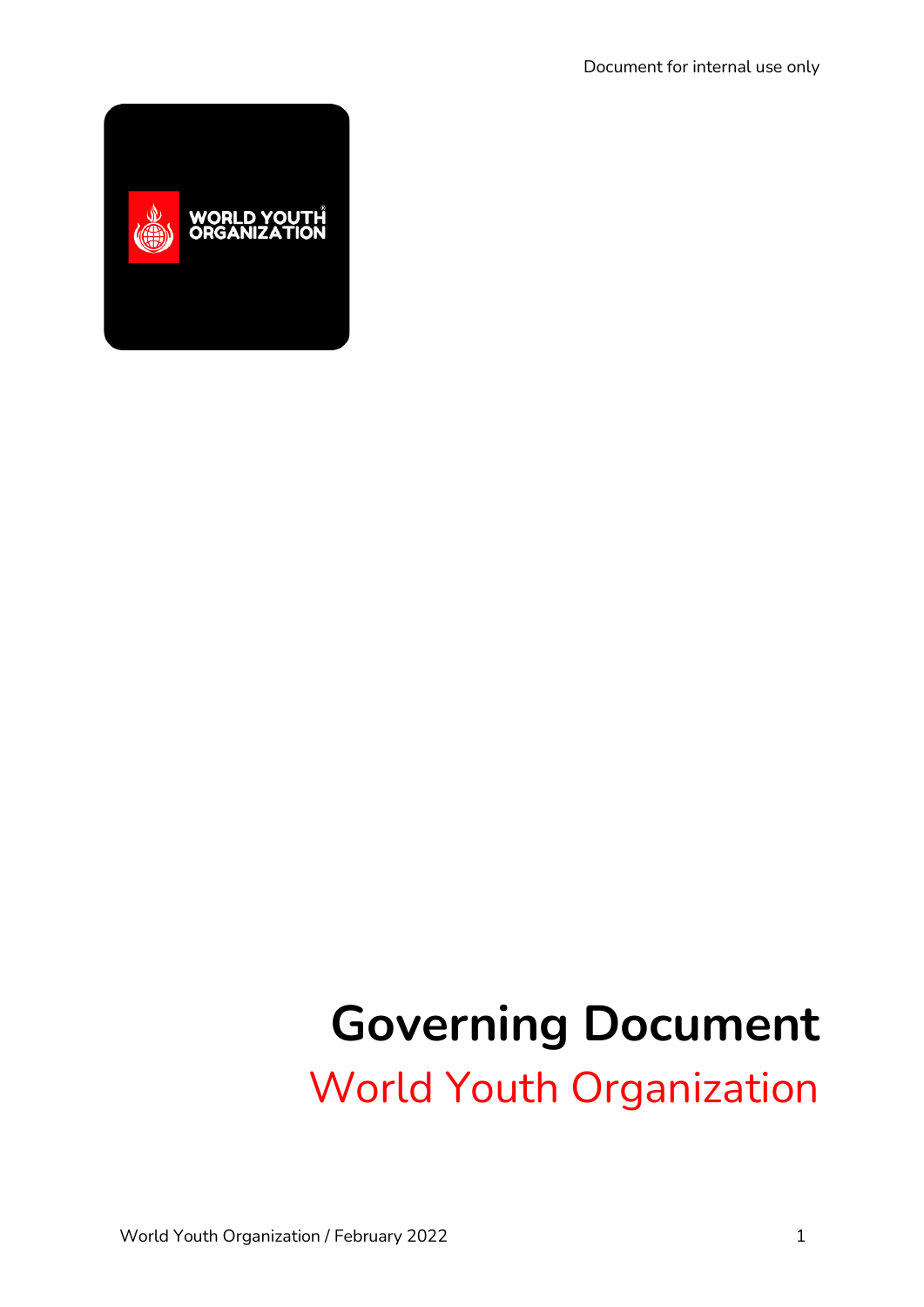Document for internal use only

# Governing Document

## World Youth Organization

World Youth Organization / February 2022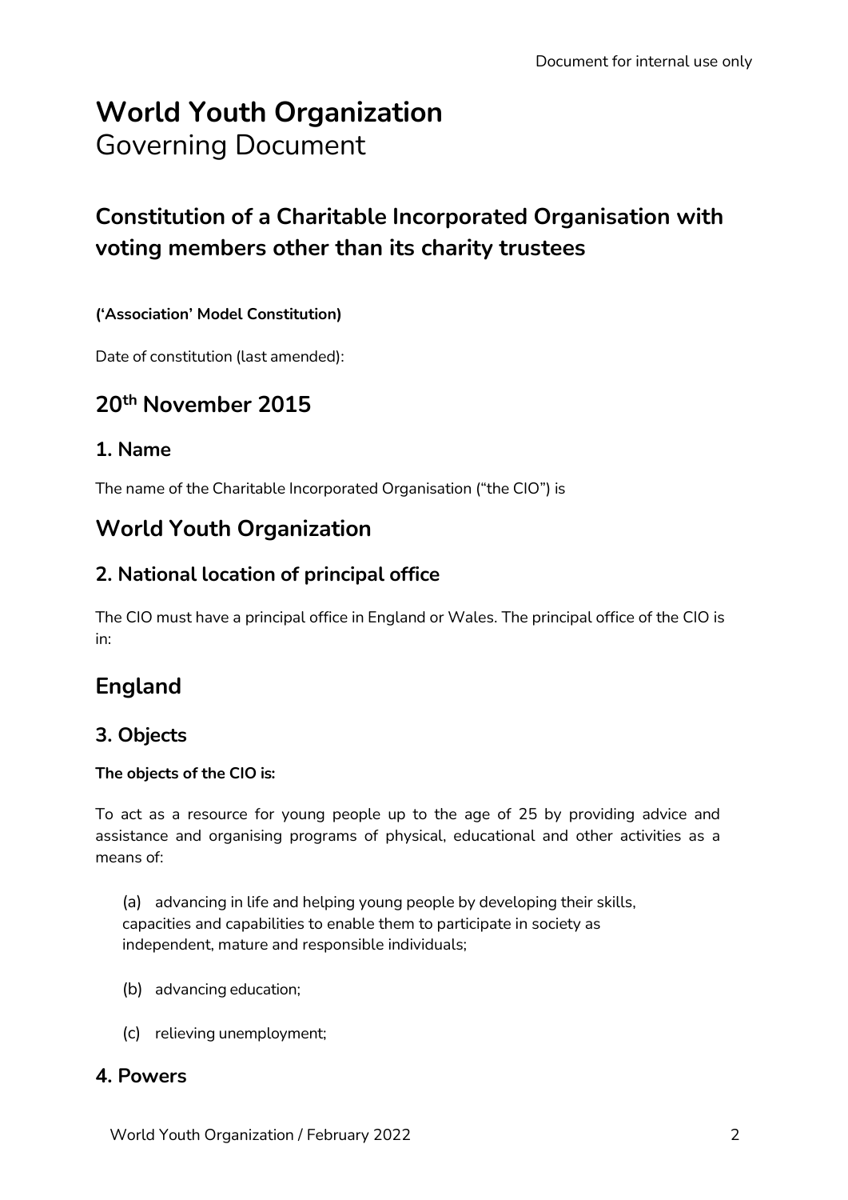# World Youth Organization

Governing Document

## Constitution of a Charitable Incorporated Organisation with voting members other than its charity trustees

**('Association' Model Constitution)**

Date of constitution (last amended):

## 20th November 2015

### 1. Name

The name of the Charitable Incorporated Organisation ("the CIO") is

## World Youth Organization

### 2. National location of principal office

The CIO must have a principal office in England or Wales. The principal office of the CIO is in:

## England

### 3. Objects

**The objects of the CIO is:**

To act as a resource for young people up to the age of 25 by providing advice and assistance and organising programs of physical, educational and other activities as a means of:

(a) advancing in life and helping young people by developing their skills, capacities and capabilities to enable them to participate in society as independent, mature and responsible individuals;

(b) advancing education;

(c) relieving unemployment;

### 4. Powers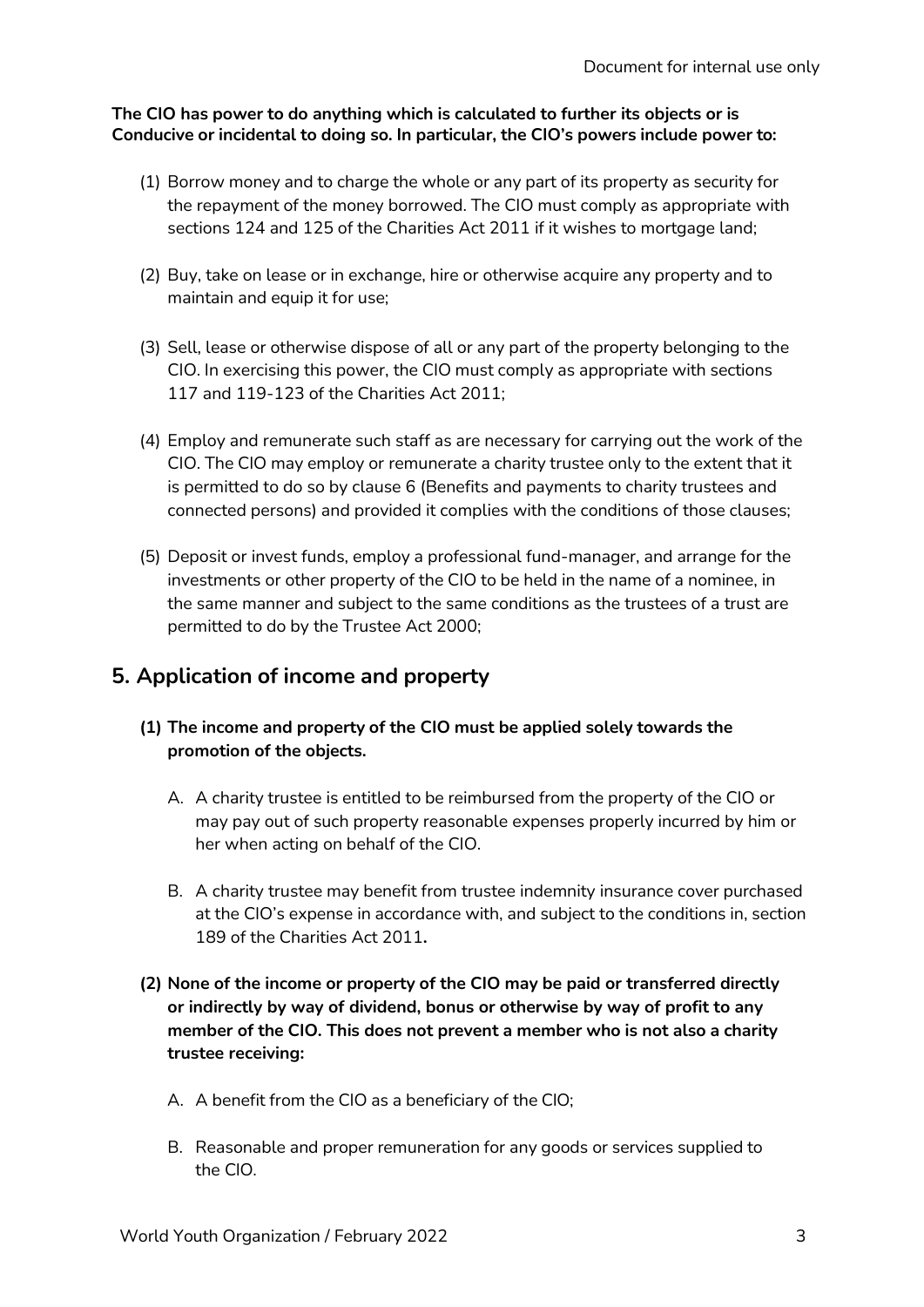**The CIO has power to do anything which is calculated to further its objects or is Conducive or incidental to doing so. In particular, the CIO's powers include power to:**

(1) Borrow money and to charge the whole or any part of its property as security for the repayment of the money borrowed. The CIO must comply as appropriate with sections 124 and 125 of the Charities Act 2011 if it wishes to mortgage land;

(2) Buy, take on lease or in exchange, hire or otherwise acquire any property and to maintain and equip it for use;

(3) Sell, lease or otherwise dispose of all or any part of the property belonging to the CIO. In exercising this power, the CIO must comply as appropriate with sections 117 and 119-123 of the Charities Act 2011;

(4) Employ and remunerate such staff as are necessary for carrying out the work of the CIO. The CIO may employ or remunerate a charity trustee only to the extent that it is permitted to do so by clause 6 (Benefits and payments to charity trustees and connected persons) and provided it complies with the conditions of those clauses;

(5) Deposit or invest funds, employ a professional fund-manager, and arrange for the investments or other property of the CIO to be held in the name of a nominee, in the same manner and subject to the same conditions as the trustees of a trust are permitted to do by the Trustee Act 2000;

## 5. Application of income and property

**(1) The income and property of the CIO must be applied solely towards the promotion of the objects.**

A. A charity trustee is entitled to be reimbursed from the property of the CIO or may pay out of such property reasonable expenses properly incurred by him or her when acting on behalf of the CIO.

B. A charity trustee may benefit from trustee indemnity insurance cover purchased at the CIO's expense in accordance with, and subject to the conditions in, section 189 of the Charities Act 2011.

**(2) None of the income or property of the CIO may be paid or transferred directly or indirectly by way of dividend, bonus or otherwise by way of profit to any member of the CIO. This does not prevent a member who is not also a charity trustee receiving:**

A. A benefit from the CIO as a beneficiary of the CIO;

B. Reasonable and proper remuneration for any goods or services supplied to the CIO.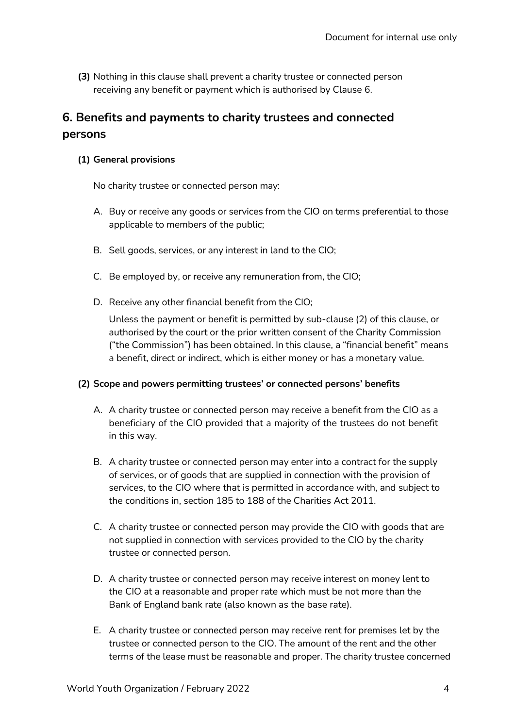**(3)** Nothing in this clause shall prevent a charity trustee or connected person receiving any benefit or payment which is authorised by Clause 6.

## 6. Benefits and payments to charity trustees and connected persons

**(1) General provisions**

No charity trustee or connected person may:

A. Buy or receive any goods or services from the CIO on terms preferential to those applicable to members of the public;

B. Sell goods, services, or any interest in land to the CIO;

C. Be employed by, or receive any remuneration from, the CIO;

D. Receive any other financial benefit from the CIO;

Unless the payment or benefit is permitted by sub-clause (2) of this clause, or authorised by the court or the prior written consent of the Charity Commission ("the Commission") has been obtained. In this clause, a "financial benefit" means a benefit, direct or indirect, which is either money or has a monetary value.

**(2) Scope and powers permitting trustees' or connected persons' benefits**

A. A charity trustee or connected person may receive a benefit from the CIO as a beneficiary of the CIO provided that a majority of the trustees do not benefit in this way.

B. A charity trustee or connected person may enter into a contract for the supply of services, or of goods that are supplied in connection with the provision of services, to the CIO where that is permitted in accordance with, and subject to the conditions in, section 185 to 188 of the Charities Act 2011.

C. A charity trustee or connected person may provide the CIO with goods that are not supplied in connection with services provided to the CIO by the charity trustee or connected person.

D. A charity trustee or connected person may receive interest on money lent to the CIO at a reasonable and proper rate which must be not more than the Bank of England bank rate (also known as the base rate).

E. A charity trustee or connected person may receive rent for premises let by the trustee or connected person to the CIO. The amount of the rent and the other terms of the lease must be reasonable and proper. The charity trustee concerned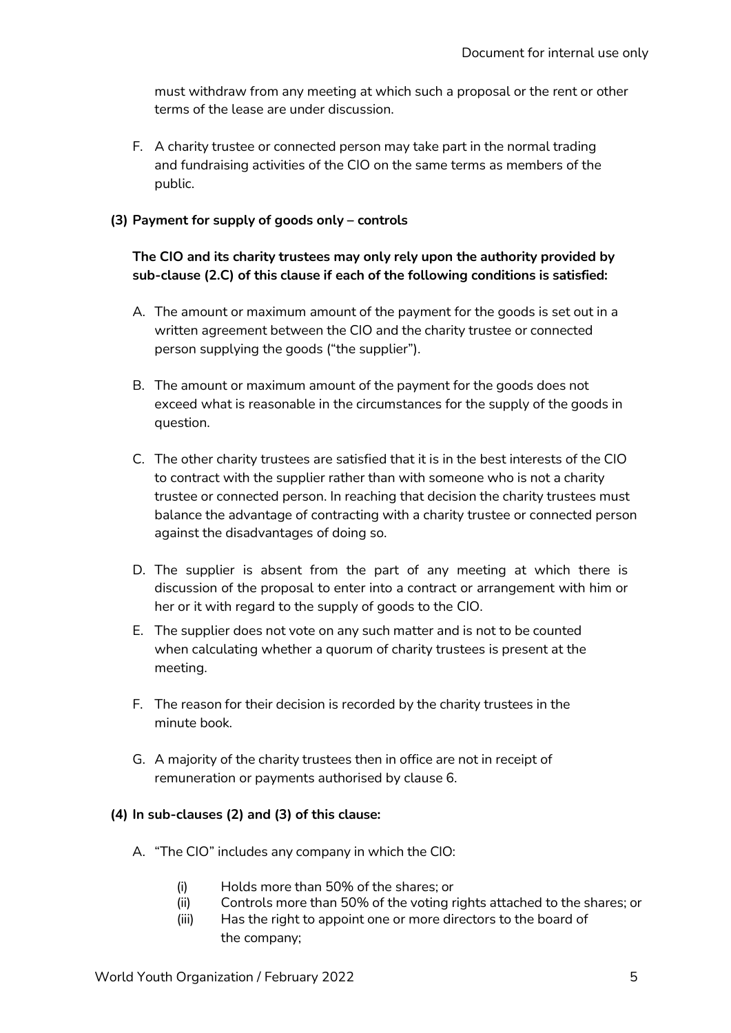must withdraw from any meeting at which such a proposal or the rent or other terms of the lease are under discussion.

F. A charity trustee or connected person may take part in the normal trading and fundraising activities of the CIO on the same terms as members of the public.

**(3) Payment for supply of goods only – controls**

**The CIO and its charity trustees may only rely upon the authority provided by sub-clause (2.C) of this clause if each of the following conditions is satisfied:**

A. The amount or maximum amount of the payment for the goods is set out in a written agreement between the CIO and the charity trustee or connected person supplying the goods ("the supplier").

B. The amount or maximum amount of the payment for the goods does not exceed what is reasonable in the circumstances for the supply of the goods in question.

C. The other charity trustees are satisfied that it is in the best interests of the CIO to contract with the supplier rather than with someone who is not a charity trustee or connected person. In reaching that decision the charity trustees must balance the advantage of contracting with a charity trustee or connected person against the disadvantages of doing so.

D. The supplier is absent from the part of any meeting at which there is discussion of the proposal to enter into a contract or arrangement with him or her or it with regard to the supply of goods to the CIO.

E. The supplier does not vote on any such matter and is not to be counted when calculating whether a quorum of charity trustees is present at the meeting.

F. The reason for their decision is recorded by the charity trustees in the minute book.

G. A majority of the charity trustees then in office are not in receipt of remuneration or payments authorised by clause 6.

**(4) In sub-clauses (2) and (3) of this clause:**

A. "The CIO" includes any company in which the CIO:

   (i) Holds more than 50% of the shares; or
   (ii) Controls more than 50% of the voting rights attached to the shares; or
   (iii) Has the right to appoint one or more directors to the board of the company;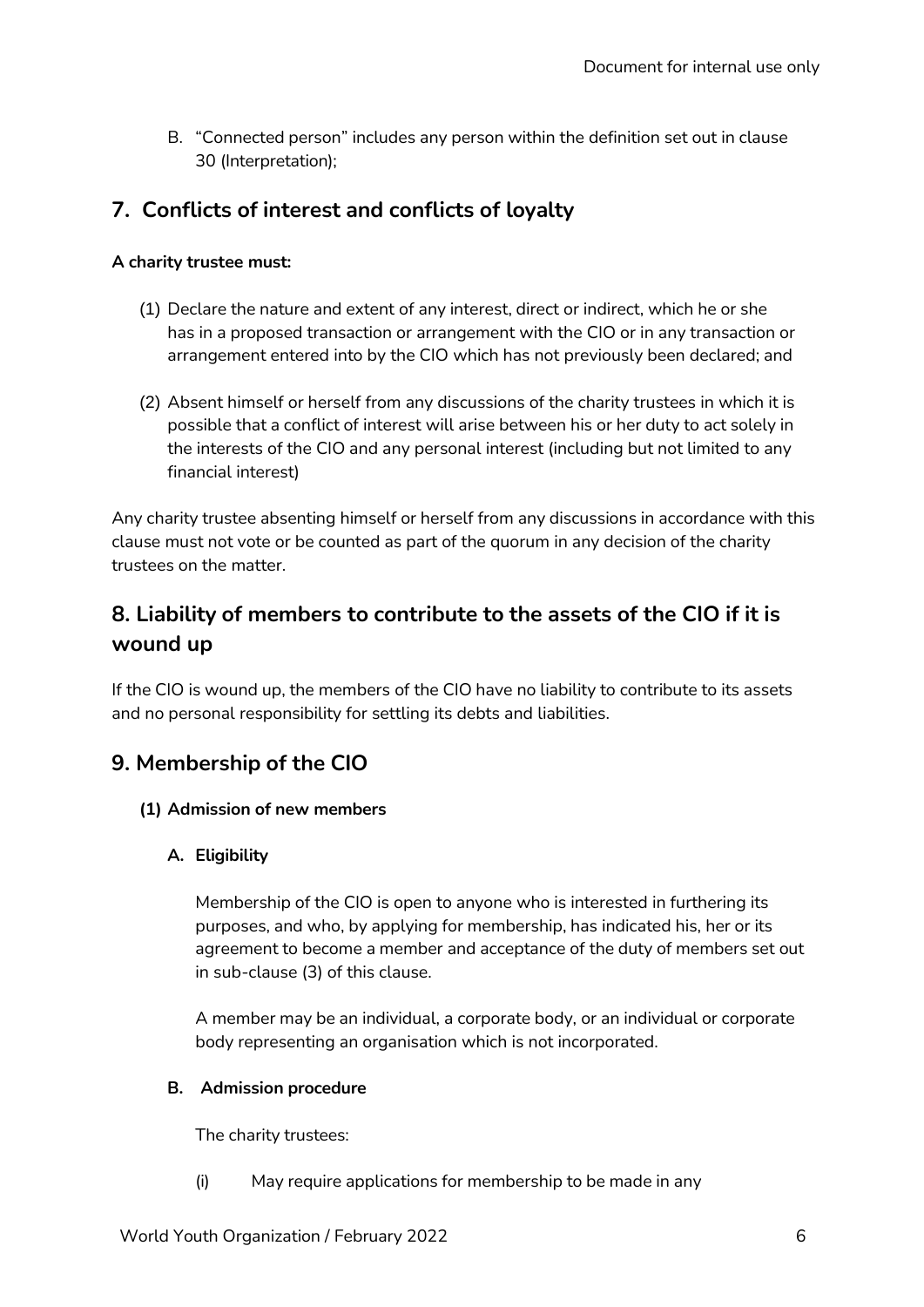B. "Connected person" includes any person within the definition set out in clause 30 (Interpretation);

## 7. Conflicts of interest and conflicts of loyalty

**A charity trustee must:**

(1) Declare the nature and extent of any interest, direct or indirect, which he or she has in a proposed transaction or arrangement with the CIO or in any transaction or arrangement entered into by the CIO which has not previously been declared; and

(2) Absent himself or herself from any discussions of the charity trustees in which it is possible that a conflict of interest will arise between his or her duty to act solely in the interests of the CIO and any personal interest (including but not limited to any financial interest)

Any charity trustee absenting himself or herself from any discussions in accordance with this clause must not vote or be counted as part of the quorum in any decision of the charity trustees on the matter.

## 8. Liability of members to contribute to the assets of the CIO if it is wound up

If the CIO is wound up, the members of the CIO have no liability to contribute to its assets and no personal responsibility for settling its debts and liabilities.

## 9. Membership of the CIO

**(1) Admission of new members**

**A. Eligibility**

Membership of the CIO is open to anyone who is interested in furthering its purposes, and who, by applying for membership, has indicated his, her or its agreement to become a member and acceptance of the duty of members set out in sub-clause (3) of this clause.

A member may be an individual, a corporate body, or an individual or corporate body representing an organisation which is not incorporated.

**B. Admission procedure**

The charity trustees:

(i) May require applications for membership to be made in any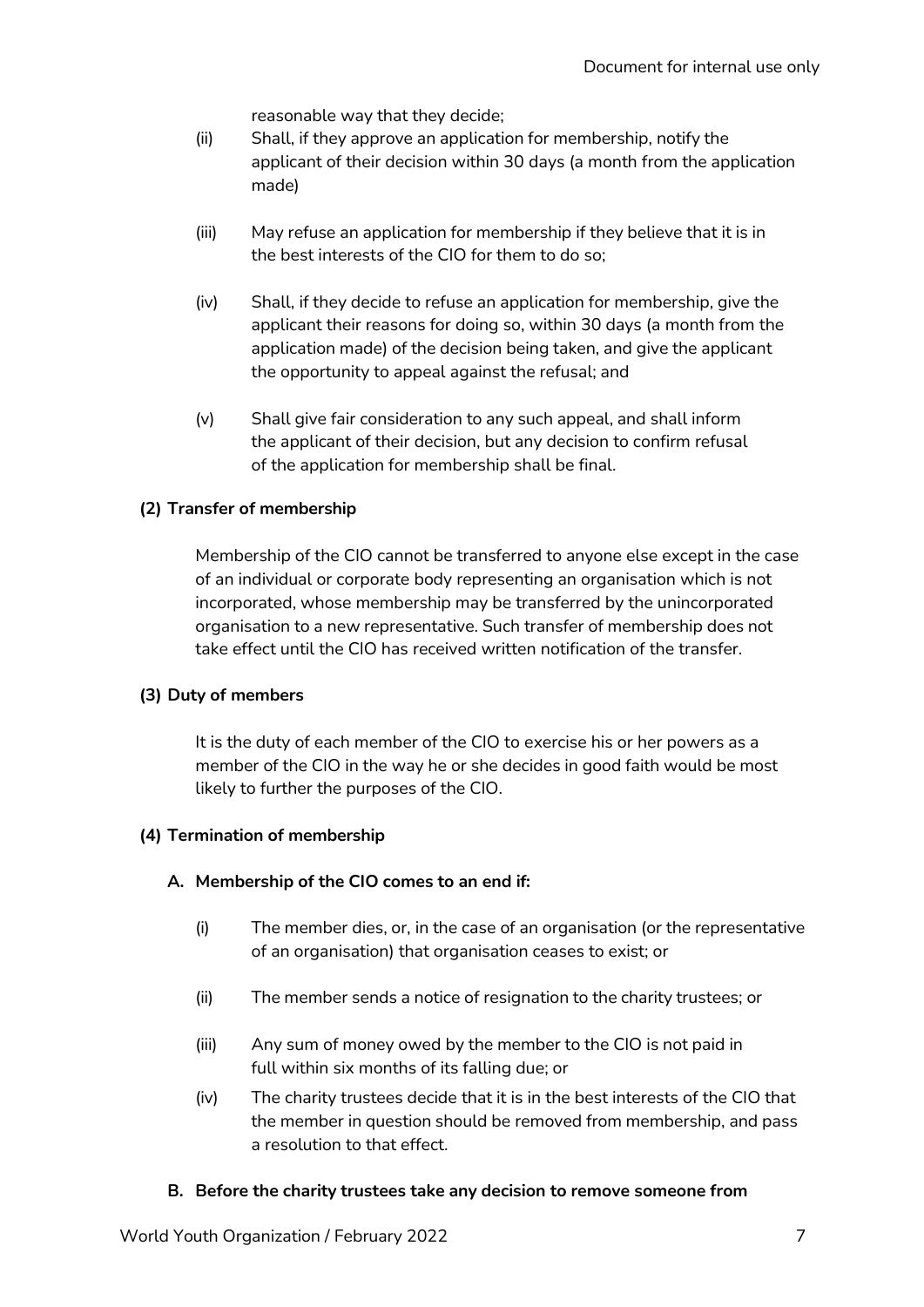reasonable way that they decide;

(ii) Shall, if they approve an application for membership, notify the applicant of their decision within 30 days (a month from the application made)

(iii) May refuse an application for membership if they believe that it is in the best interests of the CIO for them to do so;

(iv) Shall, if they decide to refuse an application for membership, give the applicant their reasons for doing so, within 30 days (a month from the application made) of the decision being taken, and give the applicant the opportunity to appeal against the refusal; and

(v) Shall give fair consideration to any such appeal, and shall inform the applicant of their decision, but any decision to confirm refusal of the application for membership shall be final.

**(2) Transfer of membership**

Membership of the CIO cannot be transferred to anyone else except in the case of an individual or corporate body representing an organisation which is not incorporated, whose membership may be transferred by the unincorporated organisation to a new representative. Such transfer of membership does not take effect until the CIO has received written notification of the transfer.

**(3) Duty of members**

It is the duty of each member of the CIO to exercise his or her powers as a member of the CIO in the way he or she decides in good faith would be most likely to further the purposes of the CIO.

**(4) Termination of membership**

**A. Membership of the CIO comes to an end if:**

(i) The member dies, or, in the case of an organisation (or the representative of an organisation) that organisation ceases to exist; or

(ii) The member sends a notice of resignation to the charity trustees; or

(iii) Any sum of money owed by the member to the CIO is not paid in full within six months of its falling due; or

(iv) The charity trustees decide that it is in the best interests of the CIO that the member in question should be removed from membership, and pass a resolution to that effect.

**B. Before the charity trustees take any decision to remove someone from**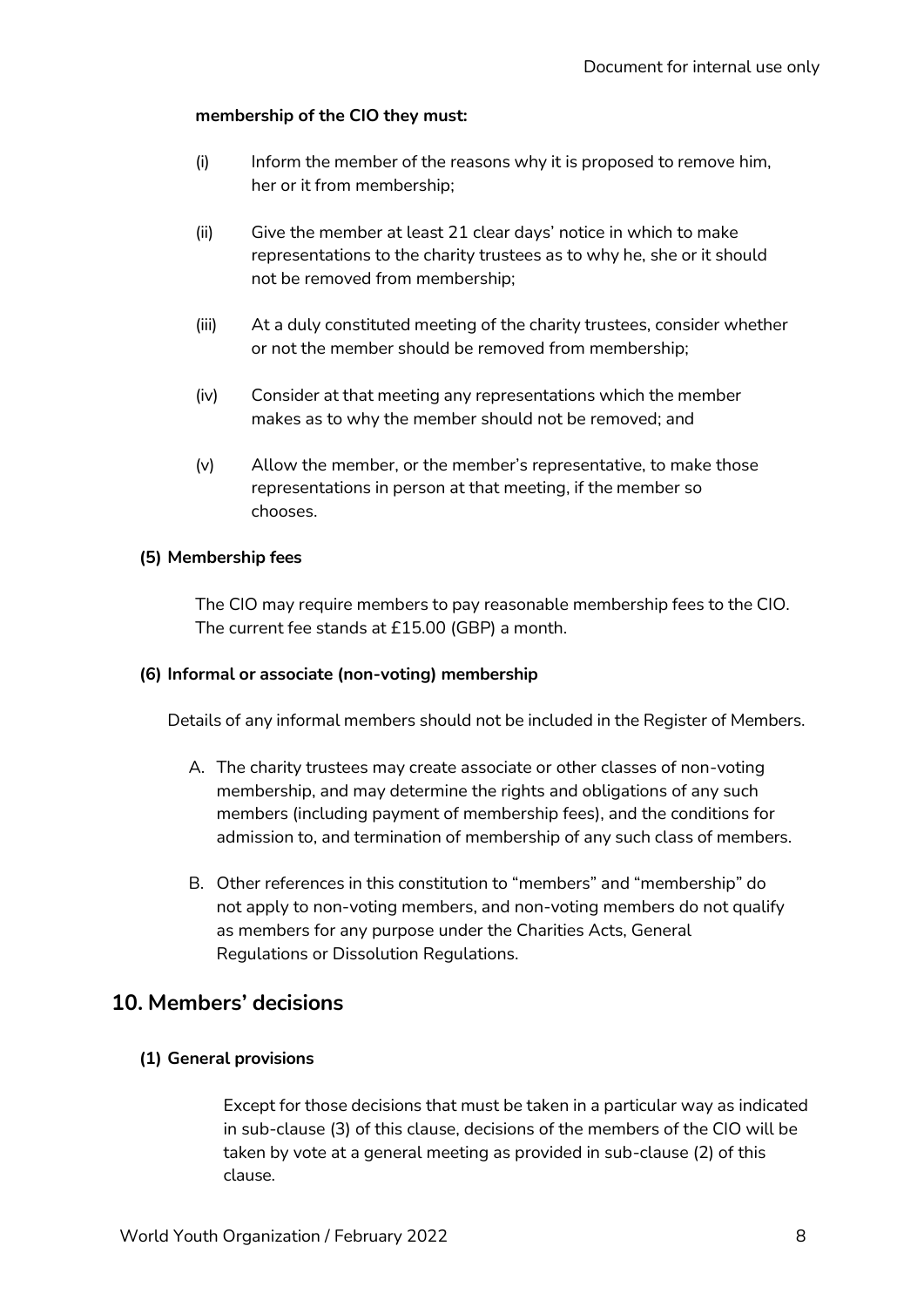**membership of the CIO they must:**

(i) Inform the member of the reasons why it is proposed to remove him, her or it from membership;

(ii) Give the member at least 21 clear days' notice in which to make representations to the charity trustees as to why he, she or it should not be removed from membership;

(iii) At a duly constituted meeting of the charity trustees, consider whether or not the member should be removed from membership;

(iv) Consider at that meeting any representations which the member makes as to why the member should not be removed; and

(v) Allow the member, or the member's representative, to make those representations in person at that meeting, if the member so chooses.

**(5) Membership fees**

The CIO may require members to pay reasonable membership fees to the CIO. The current fee stands at £15.00 (GBP) a month.

**(6) Informal or associate (non-voting) membership**

Details of any informal members should not be included in the Register of Members.

A. The charity trustees may create associate or other classes of non-voting membership, and may determine the rights and obligations of any such members (including payment of membership fees), and the conditions for admission to, and termination of membership of any such class of members.

B. Other references in this constitution to "members" and "membership" do not apply to non-voting members, and non-voting members do not qualify as members for any purpose under the Charities Acts, General Regulations or Dissolution Regulations.

## 10. Members' decisions

**(1) General provisions**

Except for those decisions that must be taken in a particular way as indicated in sub-clause (3) of this clause, decisions of the members of the CIO will be taken by vote at a general meeting as provided in sub-clause (2) of this clause.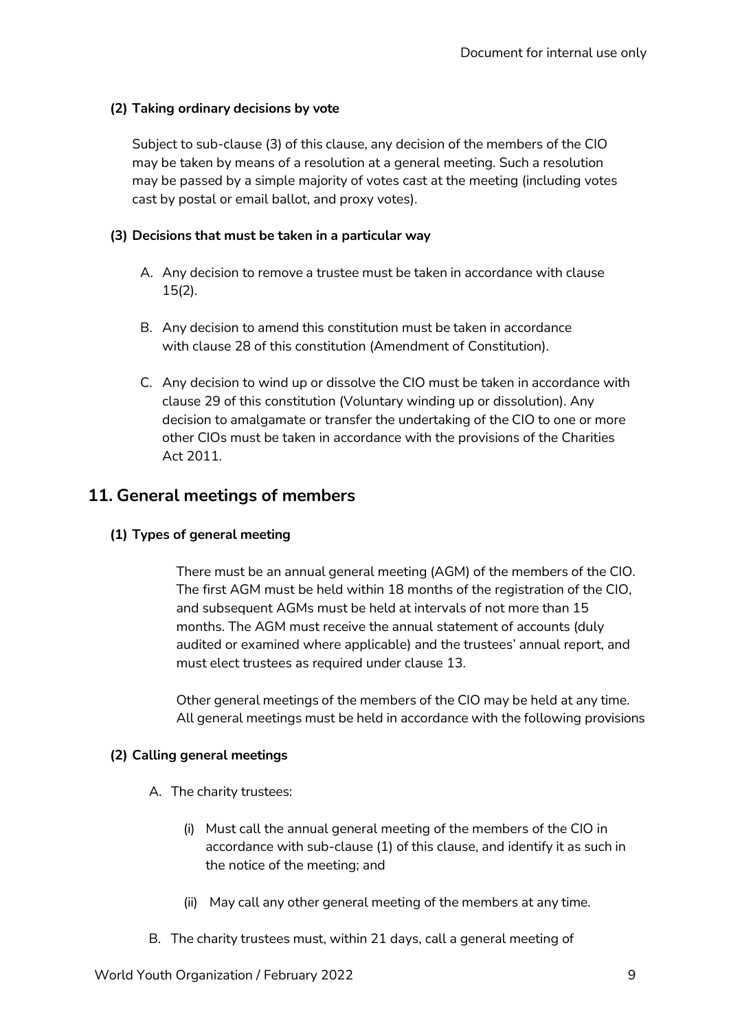**(2) Taking ordinary decisions by vote**

Subject to sub-clause (3) of this clause, any decision of the members of the CIO may be taken by means of a resolution at a general meeting. Such a resolution may be passed by a simple majority of votes cast at the meeting (including votes cast by postal or email ballot, and proxy votes).

**(3) Decisions that must be taken in a particular way**

A. Any decision to remove a trustee must be taken in accordance with clause 15(2).

B. Any decision to amend this constitution must be taken in accordance with clause 28 of this constitution (Amendment of Constitution).

C. Any decision to wind up or dissolve the CIO must be taken in accordance with clause 29 of this constitution (Voluntary winding up or dissolution). Any decision to amalgamate or transfer the undertaking of the CIO to one or more other CIOs must be taken in accordance with the provisions of the Charities Act 2011.

## 11. General meetings of members

**(1) Types of general meeting**

There must be an annual general meeting (AGM) of the members of the CIO. The first AGM must be held within 18 months of the registration of the CIO, and subsequent AGMs must be held at intervals of not more than 15 months. The AGM must receive the annual statement of accounts (duly audited or examined where applicable) and the trustees' annual report, and must elect trustees as required under clause 13.

Other general meetings of the members of the CIO may be held at any time. All general meetings must be held in accordance with the following provisions

**(2) Calling general meetings**

A. The charity trustees:

(i) Must call the annual general meeting of the members of the CIO in accordance with sub-clause (1) of this clause, and identify it as such in the notice of the meeting; and

(ii) May call any other general meeting of the members at any time.

B. The charity trustees must, within 21 days, call a general meeting of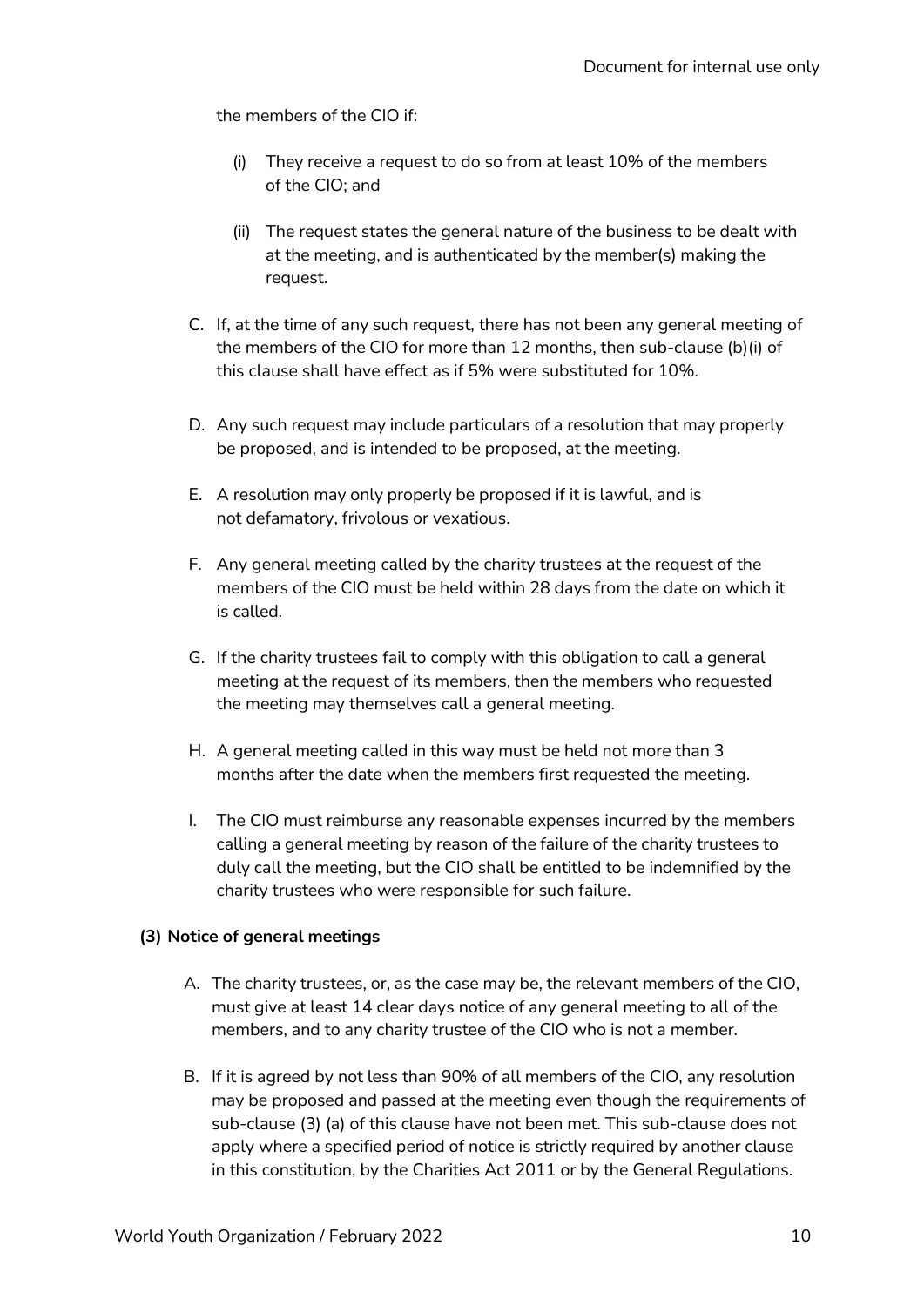the members of the CIO if:

(i) They receive a request to do so from at least 10% of the members of the CIO; and

(ii) The request states the general nature of the business to be dealt with at the meeting, and is authenticated by the member(s) making the request.

C. If, at the time of any such request, there has not been any general meeting of the members of the CIO for more than 12 months, then sub-clause (b)(i) of this clause shall have effect as if 5% were substituted for 10%.

D. Any such request may include particulars of a resolution that may properly be proposed, and is intended to be proposed, at the meeting.

E. A resolution may only properly be proposed if it is lawful, and is not defamatory, frivolous or vexatious.

F. Any general meeting called by the charity trustees at the request of the members of the CIO must be held within 28 days from the date on which it is called.

G. If the charity trustees fail to comply with this obligation to call a general meeting at the request of its members, then the members who requested the meeting may themselves call a general meeting.

H. A general meeting called in this way must be held not more than 3 months after the date when the members first requested the meeting.

I. The CIO must reimburse any reasonable expenses incurred by the members calling a general meeting by reason of the failure of the charity trustees to duly call the meeting, but the CIO shall be entitled to be indemnified by the charity trustees who were responsible for such failure.

**(3) Notice of general meetings**

A. The charity trustees, or, as the case may be, the relevant members of the CIO, must give at least 14 clear days notice of any general meeting to all of the members, and to any charity trustee of the CIO who is not a member.

B. If it is agreed by not less than 90% of all members of the CIO, any resolution may be proposed and passed at the meeting even though the requirements of sub-clause (3) (a) of this clause have not been met. This sub-clause does not apply where a specified period of notice is strictly required by another clause in this constitution, by the Charities Act 2011 or by the General Regulations.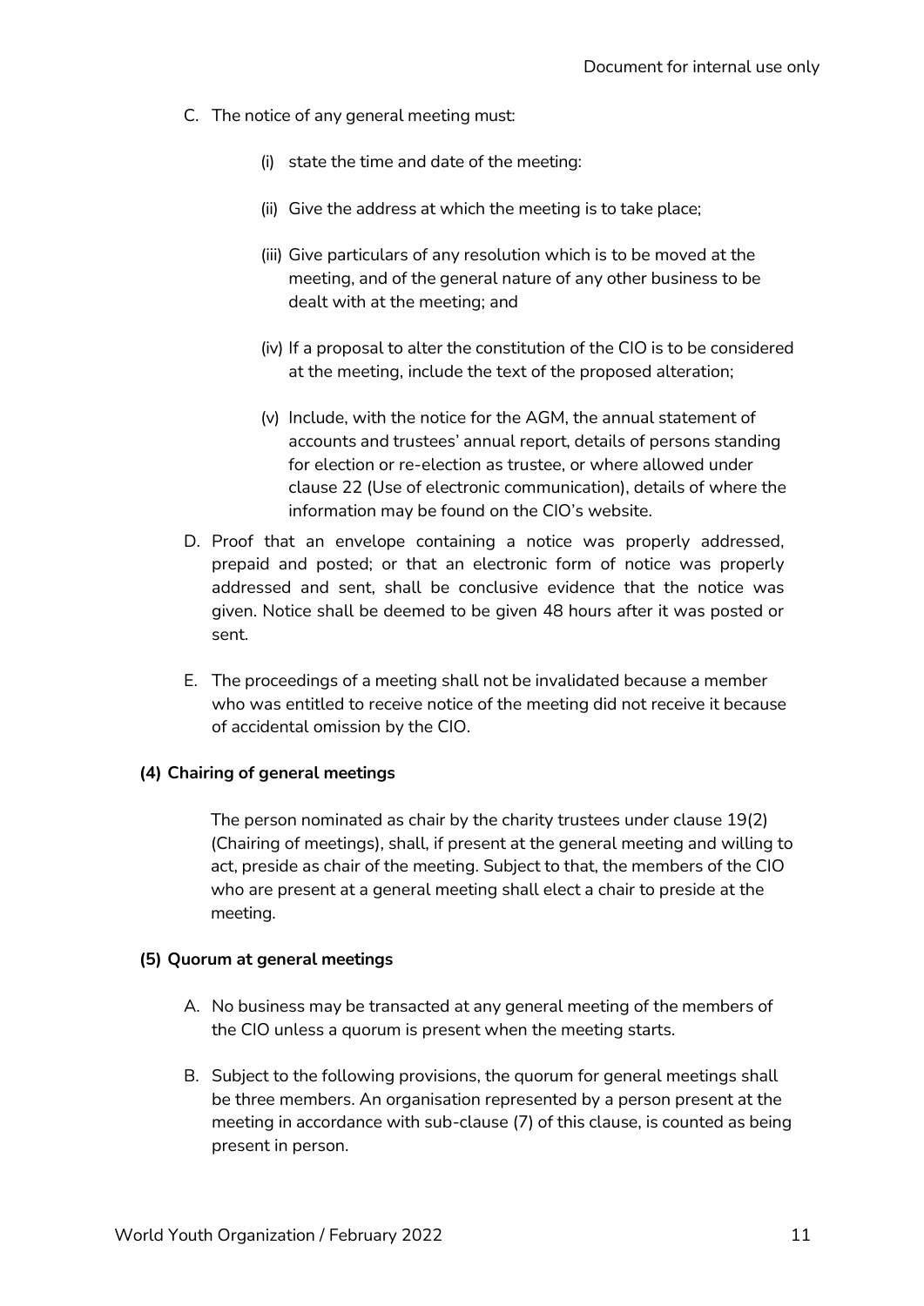C. The notice of any general meeting must:

   (i) state the time and date of the meeting:

   (ii) Give the address at which the meeting is to take place;

   (iii) Give particulars of any resolution which is to be moved at the meeting, and of the general nature of any other business to be dealt with at the meeting; and

   (iv) If a proposal to alter the constitution of the CIO is to be considered at the meeting, include the text of the proposed alteration;

   (v) Include, with the notice for the AGM, the annual statement of accounts and trustees' annual report, details of persons standing for election or re-election as trustee, or where allowed under clause 22 (Use of electronic communication), details of where the information may be found on the CIO's website.

D. Proof that an envelope containing a notice was properly addressed, prepaid and posted; or that an electronic form of notice was properly addressed and sent, shall be conclusive evidence that the notice was given. Notice shall be deemed to be given 48 hours after it was posted or sent.

E. The proceedings of a meeting shall not be invalidated because a member who was entitled to receive notice of the meeting did not receive it because of accidental omission by the CIO.

**(4) Chairing of general meetings**

The person nominated as chair by the charity trustees under clause 19(2) (Chairing of meetings), shall, if present at the general meeting and willing to act, preside as chair of the meeting. Subject to that, the members of the CIO who are present at a general meeting shall elect a chair to preside at the meeting.

**(5) Quorum at general meetings**

A. No business may be transacted at any general meeting of the members of the CIO unless a quorum is present when the meeting starts.

B. Subject to the following provisions, the quorum for general meetings shall be three members. An organisation represented by a person present at the meeting in accordance with sub-clause (7) of this clause, is counted as being present in person.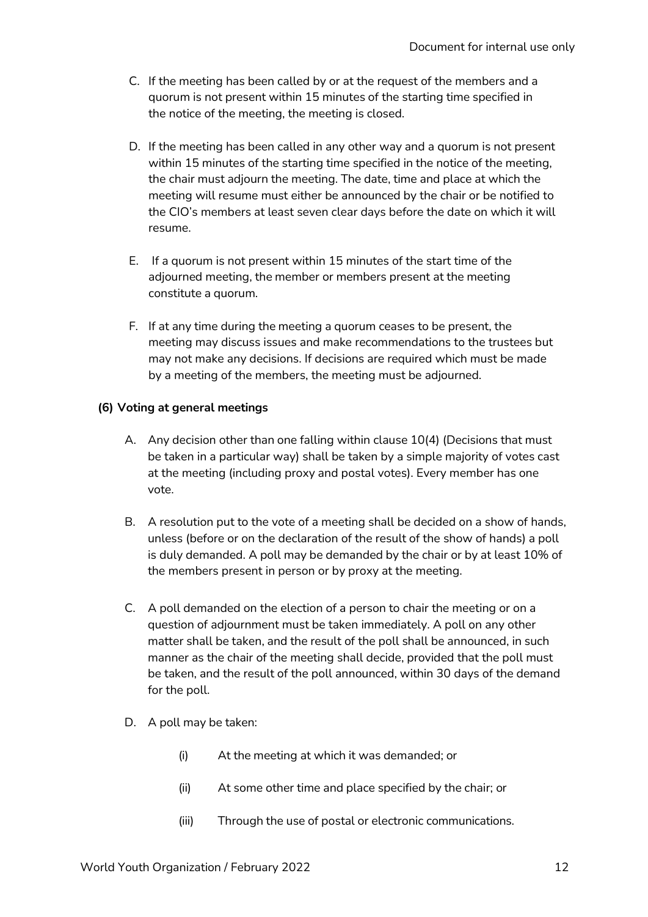C. If the meeting has been called by or at the request of the members and a quorum is not present within 15 minutes of the starting time specified in the notice of the meeting, the meeting is closed.

D. If the meeting has been called in any other way and a quorum is not present within 15 minutes of the starting time specified in the notice of the meeting, the chair must adjourn the meeting. The date, time and place at which the meeting will resume must either be announced by the chair or be notified to the CIO's members at least seven clear days before the date on which it will resume.

E. If a quorum is not present within 15 minutes of the start time of the adjourned meeting, the member or members present at the meeting constitute a quorum.

F. If at any time during the meeting a quorum ceases to be present, the meeting may discuss issues and make recommendations to the trustees but may not make any decisions. If decisions are required which must be made by a meeting of the members, the meeting must be adjourned.

**(6) Voting at general meetings**

A. Any decision other than one falling within clause 10(4) (Decisions that must be taken in a particular way) shall be taken by a simple majority of votes cast at the meeting (including proxy and postal votes). Every member has one vote.

B. A resolution put to the vote of a meeting shall be decided on a show of hands, unless (before or on the declaration of the result of the show of hands) a poll is duly demanded. A poll may be demanded by the chair or by at least 10% of the members present in person or by proxy at the meeting.

C. A poll demanded on the election of a person to chair the meeting or on a question of adjournment must be taken immediately. A poll on any other matter shall be taken, and the result of the poll shall be announced, in such manner as the chair of the meeting shall decide, provided that the poll must be taken, and the result of the poll announced, within 30 days of the demand for the poll.

D. A poll may be taken:

  (i) At the meeting at which it was demanded; or

  (ii) At some other time and place specified by the chair; or

  (iii) Through the use of postal or electronic communications.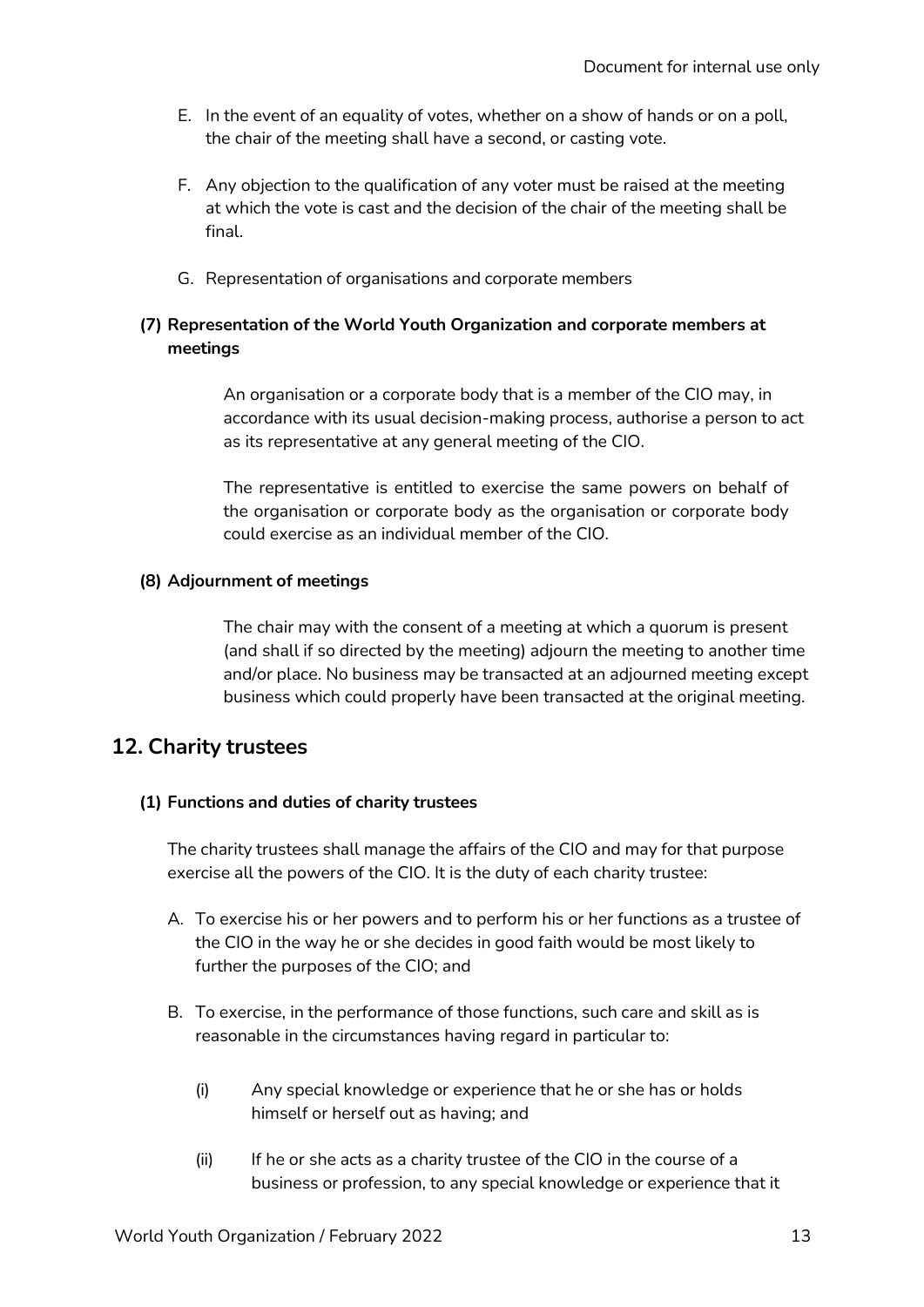E. In the event of an equality of votes, whether on a show of hands or on a poll, the chair of the meeting shall have a second, or casting vote.

F. Any objection to the qualification of any voter must be raised at the meeting at which the vote is cast and the decision of the chair of the meeting shall be final.

G. Representation of organisations and corporate members

**(7) Representation of the World Youth Organization and corporate members at meetings**

An organisation or a corporate body that is a member of the CIO may, in accordance with its usual decision-making process, authorise a person to act as its representative at any general meeting of the CIO.

The representative is entitled to exercise the same powers on behalf of the organisation or corporate body as the organisation or corporate body could exercise as an individual member of the CIO.

**(8) Adjournment of meetings**

The chair may with the consent of a meeting at which a quorum is present (and shall if so directed by the meeting) adjourn the meeting to another time and/or place. No business may be transacted at an adjourned meeting except business which could properly have been transacted at the original meeting.

## 12. Charity trustees

**(1) Functions and duties of charity trustees**

The charity trustees shall manage the affairs of the CIO and may for that purpose exercise all the powers of the CIO. It is the duty of each charity trustee:

A. To exercise his or her powers and to perform his or her functions as a trustee of the CIO in the way he or she decides in good faith would be most likely to further the purposes of the CIO; and

B. To exercise, in the performance of those functions, such care and skill as is reasonable in the circumstances having regard in particular to:

   (i) Any special knowledge or experience that he or she has or holds himself or herself out as having; and

   (ii) If he or she acts as a charity trustee of the CIO in the course of a business or profession, to any special knowledge or experience that it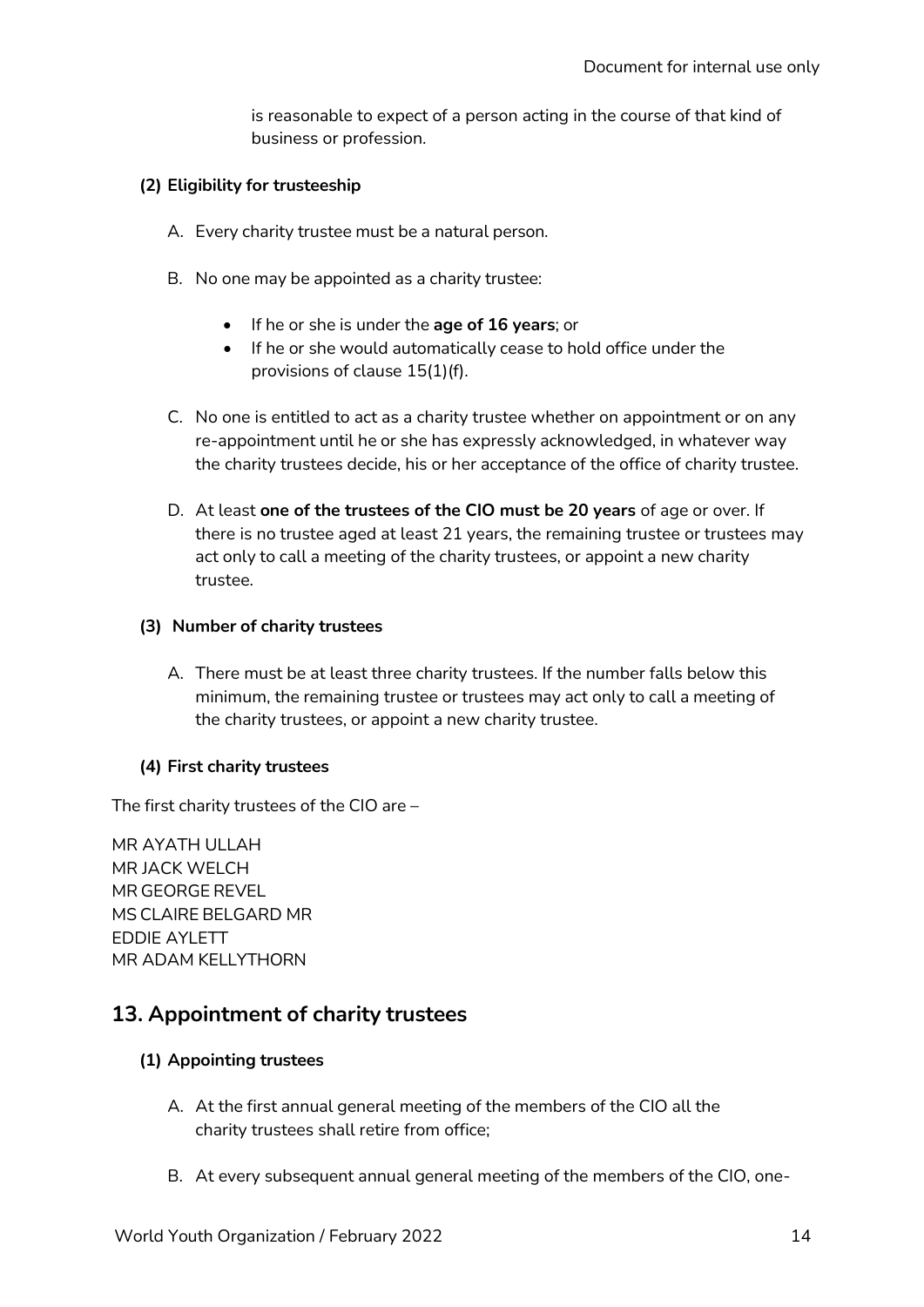is reasonable to expect of a person acting in the course of that kind of business or profession.

**(2) Eligibility for trusteeship**

A. Every charity trustee must be a natural person.

B. No one may be appointed as a charity trustee:

- If he or she is under the **age of 16 years**; or
- If he or she would automatically cease to hold office under the provisions of clause 15(1)(f).

C. No one is entitled to act as a charity trustee whether on appointment or on any re-appointment until he or she has expressly acknowledged, in whatever way the charity trustees decide, his or her acceptance of the office of charity trustee.

D. At least **one of the trustees of the CIO must be 20 years** of age or over. If there is no trustee aged at least 21 years, the remaining trustee or trustees may act only to call a meeting of the charity trustees, or appoint a new charity trustee.

**(3) Number of charity trustees**

A. There must be at least three charity trustees. If the number falls below this minimum, the remaining trustee or trustees may act only to call a meeting of the charity trustees, or appoint a new charity trustee.

**(4) First charity trustees**

The first charity trustees of the CIO are –

MR AYATH ULLAH
MR JACK WELCH
MR GEORGE REVEL
MS CLAIRE BELGARD MR
EDDIE AYLETT
MR ADAM KELLYTHORN

## 13. Appointment of charity trustees

**(1) Appointing trustees**

A. At the first annual general meeting of the members of the CIO all the charity trustees shall retire from office;

B. At every subsequent annual general meeting of the members of the CIO, one-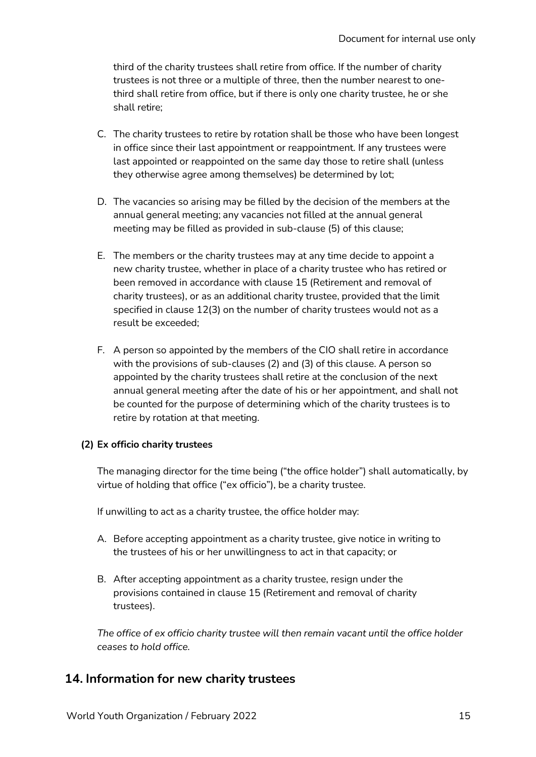third of the charity trustees shall retire from office. If the number of charity trustees is not three or a multiple of three, then the number nearest to one-third shall retire from office, but if there is only one charity trustee, he or she shall retire;

C. The charity trustees to retire by rotation shall be those who have been longest in office since their last appointment or reappointment. If any trustees were last appointed or reappointed on the same day those to retire shall (unless they otherwise agree among themselves) be determined by lot;

D. The vacancies so arising may be filled by the decision of the members at the annual general meeting; any vacancies not filled at the annual general meeting may be filled as provided in sub-clause (5) of this clause;

E. The members or the charity trustees may at any time decide to appoint a new charity trustee, whether in place of a charity trustee who has retired or been removed in accordance with clause 15 (Retirement and removal of charity trustees), or as an additional charity trustee, provided that the limit specified in clause 12(3) on the number of charity trustees would not as a result be exceeded;

F. A person so appointed by the members of the CIO shall retire in accordance with the provisions of sub-clauses (2) and (3) of this clause. A person so appointed by the charity trustees shall retire at the conclusion of the next annual general meeting after the date of his or her appointment, and shall not be counted for the purpose of determining which of the charity trustees is to retire by rotation at that meeting.

**(2) Ex officio charity trustees**

The managing director for the time being ("the office holder") shall automatically, by virtue of holding that office ("ex officio"), be a charity trustee.

If unwilling to act as a charity trustee, the office holder may:

A. Before accepting appointment as a charity trustee, give notice in writing to the trustees of his or her unwillingness to act in that capacity; or

B. After accepting appointment as a charity trustee, resign under the provisions contained in clause 15 (Retirement and removal of charity trustees).

*The office of ex officio charity trustee will then remain vacant until the office holder ceases to hold office.*

## 14. Information for new charity trustees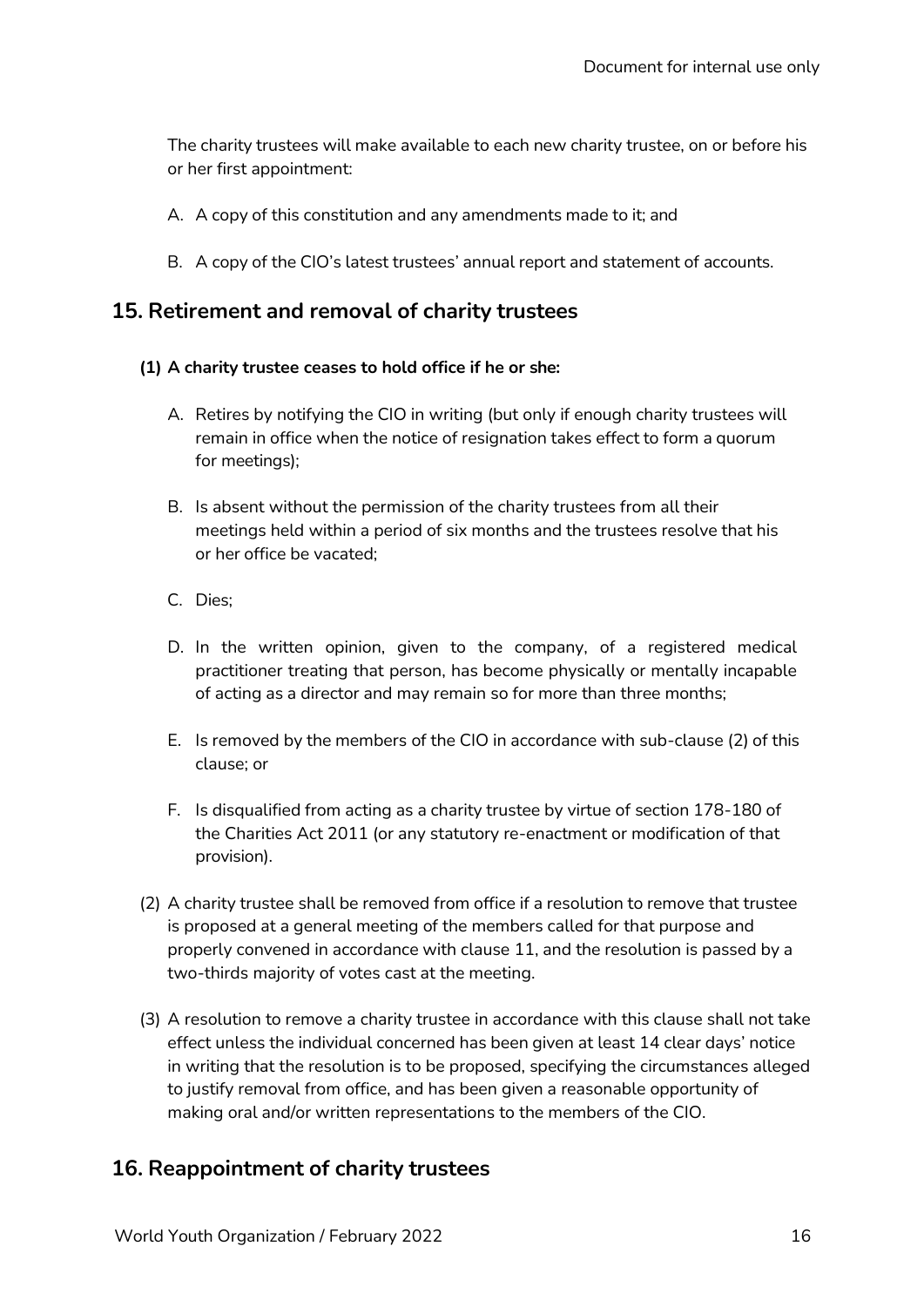The charity trustees will make available to each new charity trustee, on or before his or her first appointment:

A. A copy of this constitution and any amendments made to it; and

B. A copy of the CIO's latest trustees' annual report and statement of accounts.

## 15. Retirement and removal of charity trustees

**(1) A charity trustee ceases to hold office if he or she:**

A. Retires by notifying the CIO in writing (but only if enough charity trustees will remain in office when the notice of resignation takes effect to form a quorum for meetings);

B. Is absent without the permission of the charity trustees from all their meetings held within a period of six months and the trustees resolve that his or her office be vacated;

C. Dies;

D. In the written opinion, given to the company, of a registered medical practitioner treating that person, has become physically or mentally incapable of acting as a director and may remain so for more than three months;

E. Is removed by the members of the CIO in accordance with sub-clause (2) of this clause; or

F. Is disqualified from acting as a charity trustee by virtue of section 178-180 of the Charities Act 2011 (or any statutory re-enactment or modification of that provision).

(2) A charity trustee shall be removed from office if a resolution to remove that trustee is proposed at a general meeting of the members called for that purpose and properly convened in accordance with clause 11, and the resolution is passed by a two-thirds majority of votes cast at the meeting.

(3) A resolution to remove a charity trustee in accordance with this clause shall not take effect unless the individual concerned has been given at least 14 clear days' notice in writing that the resolution is to be proposed, specifying the circumstances alleged to justify removal from office, and has been given a reasonable opportunity of making oral and/or written representations to the members of the CIO.

## 16. Reappointment of charity trustees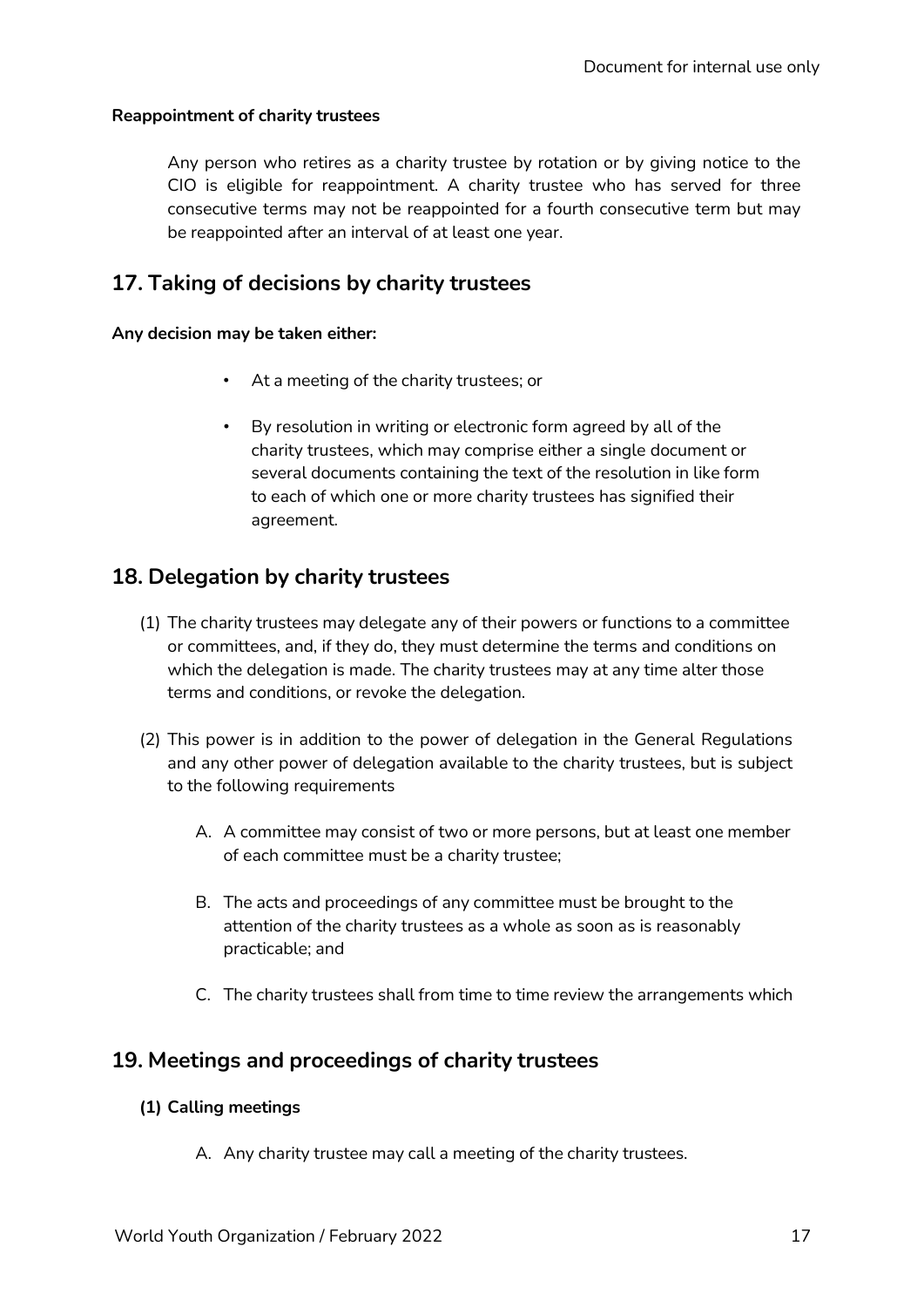**Reappointment of charity trustees**

Any person who retires as a charity trustee by rotation or by giving notice to the CIO is eligible for reappointment. A charity trustee who has served for three consecutive terms may not be reappointed for a fourth consecutive term but may be reappointed after an interval of at least one year.

## 17. Taking of decisions by charity trustees

**Any decision may be taken either:**

- At a meeting of the charity trustees; or
- By resolution in writing or electronic form agreed by all of the charity trustees, which may comprise either a single document or several documents containing the text of the resolution in like form to each of which one or more charity trustees has signified their agreement.

## 18. Delegation by charity trustees

(1) The charity trustees may delegate any of their powers or functions to a committee or committees, and, if they do, they must determine the terms and conditions on which the delegation is made. The charity trustees may at any time alter those terms and conditions, or revoke the delegation.

(2) This power is in addition to the power of delegation in the General Regulations and any other power of delegation available to the charity trustees, but is subject to the following requirements

A. A committee may consist of two or more persons, but at least one member of each committee must be a charity trustee;

B. The acts and proceedings of any committee must be brought to the attention of the charity trustees as a whole as soon as is reasonably practicable; and

C. The charity trustees shall from time to time review the arrangements which

## 19. Meetings and proceedings of charity trustees

**(1) Calling meetings**

A. Any charity trustee may call a meeting of the charity trustees.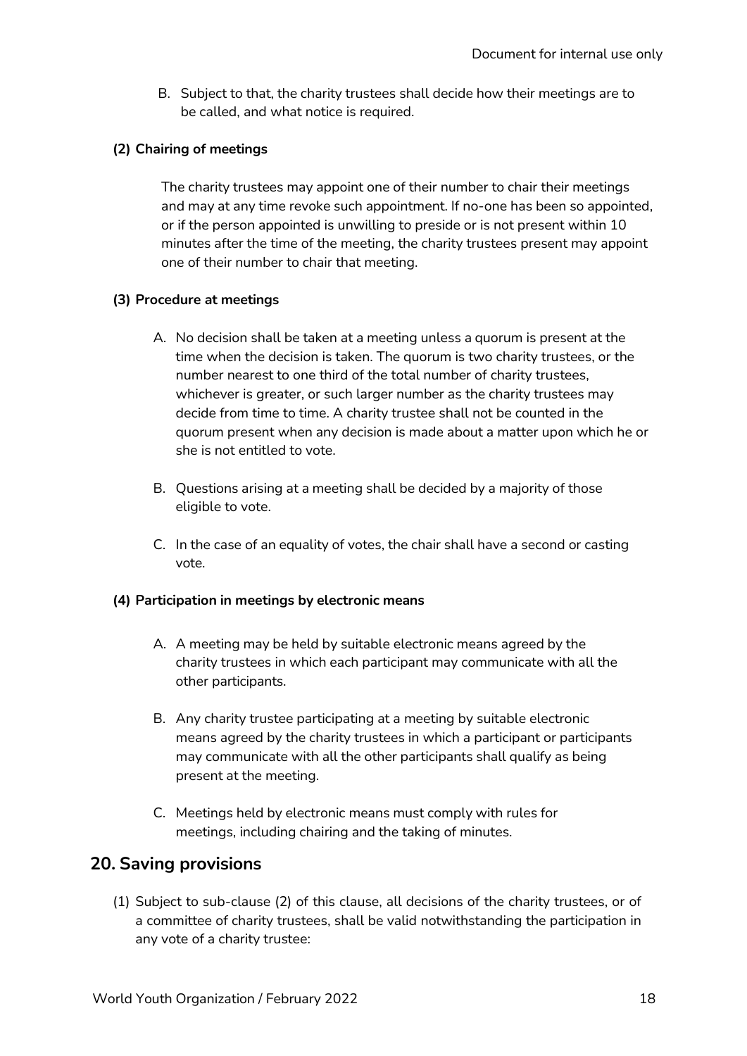B. Subject to that, the charity trustees shall decide how their meetings are to be called, and what notice is required.

**(2) Chairing of meetings**

The charity trustees may appoint one of their number to chair their meetings and may at any time revoke such appointment. If no-one has been so appointed, or if the person appointed is unwilling to preside or is not present within 10 minutes after the time of the meeting, the charity trustees present may appoint one of their number to chair that meeting.

**(3) Procedure at meetings**

A. No decision shall be taken at a meeting unless a quorum is present at the time when the decision is taken. The quorum is two charity trustees, or the number nearest to one third of the total number of charity trustees, whichever is greater, or such larger number as the charity trustees may decide from time to time. A charity trustee shall not be counted in the quorum present when any decision is made about a matter upon which he or she is not entitled to vote.

B. Questions arising at a meeting shall be decided by a majority of those eligible to vote.

C. In the case of an equality of votes, the chair shall have a second or casting vote.

**(4) Participation in meetings by electronic means**

A. A meeting may be held by suitable electronic means agreed by the charity trustees in which each participant may communicate with all the other participants.

B. Any charity trustee participating at a meeting by suitable electronic means agreed by the charity trustees in which a participant or participants may communicate with all the other participants shall qualify as being present at the meeting.

C. Meetings held by electronic means must comply with rules for meetings, including chairing and the taking of minutes.

## 20. Saving provisions

(1) Subject to sub-clause (2) of this clause, all decisions of the charity trustees, or of a committee of charity trustees, shall be valid notwithstanding the participation in any vote of a charity trustee: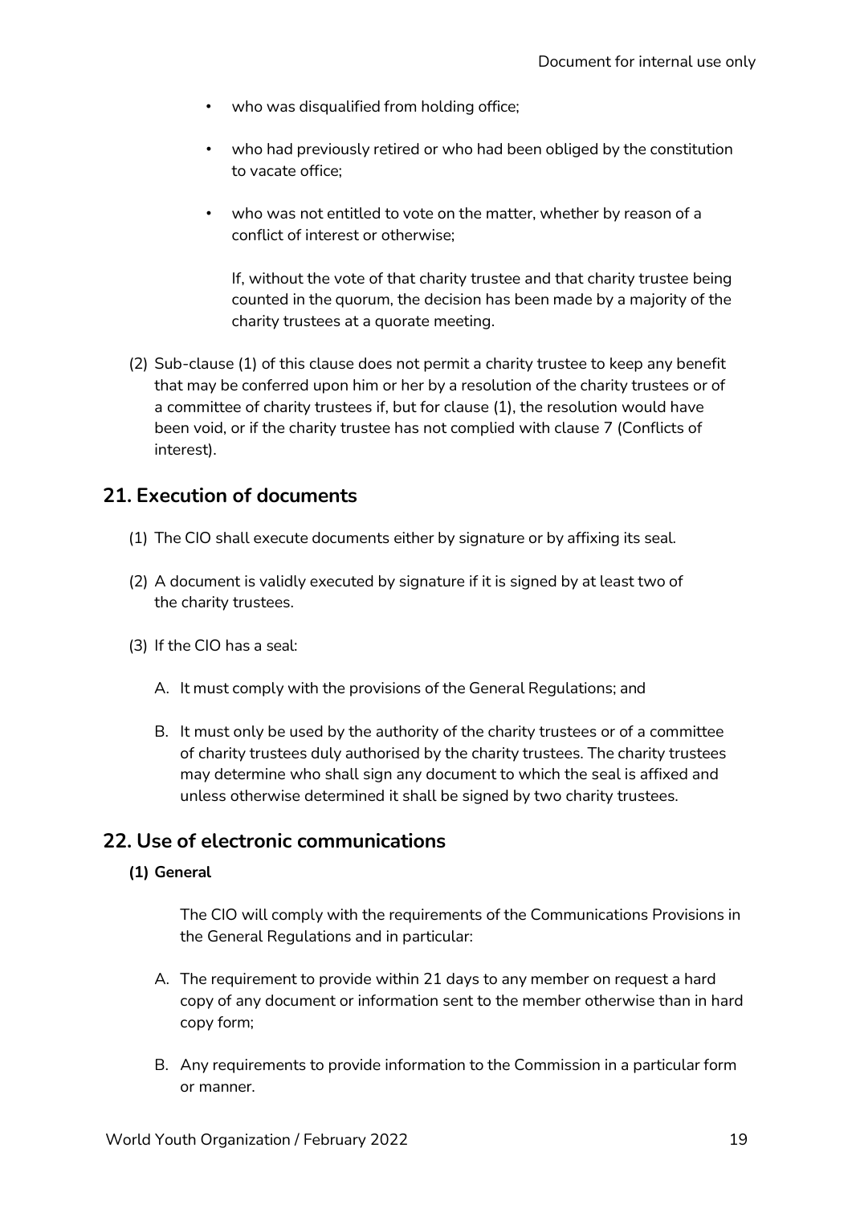- who was disqualified from holding office;
- who had previously retired or who had been obliged by the constitution to vacate office;
- who was not entitled to vote on the matter, whether by reason of a conflict of interest or otherwise;

  If, without the vote of that charity trustee and that charity trustee being counted in the quorum, the decision has been made by a majority of the charity trustees at a quorate meeting.

(2) Sub-clause (1) of this clause does not permit a charity trustee to keep any benefit that may be conferred upon him or her by a resolution of the charity trustees or of a committee of charity trustees if, but for clause (1), the resolution would have been void, or if the charity trustee has not complied with clause 7 (Conflicts of interest).

## 21. Execution of documents

(1) The CIO shall execute documents either by signature or by affixing its seal.

(2) A document is validly executed by signature if it is signed by at least two of the charity trustees.

(3) If the CIO has a seal:

A. It must comply with the provisions of the General Regulations; and

B. It must only be used by the authority of the charity trustees or of a committee of charity trustees duly authorised by the charity trustees. The charity trustees may determine who shall sign any document to which the seal is affixed and unless otherwise determined it shall be signed by two charity trustees.

## 22. Use of electronic communications

**(1) General**

The CIO will comply with the requirements of the Communications Provisions in the General Regulations and in particular:

A. The requirement to provide within 21 days to any member on request a hard copy of any document or information sent to the member otherwise than in hard copy form;

B. Any requirements to provide information to the Commission in a particular form or manner.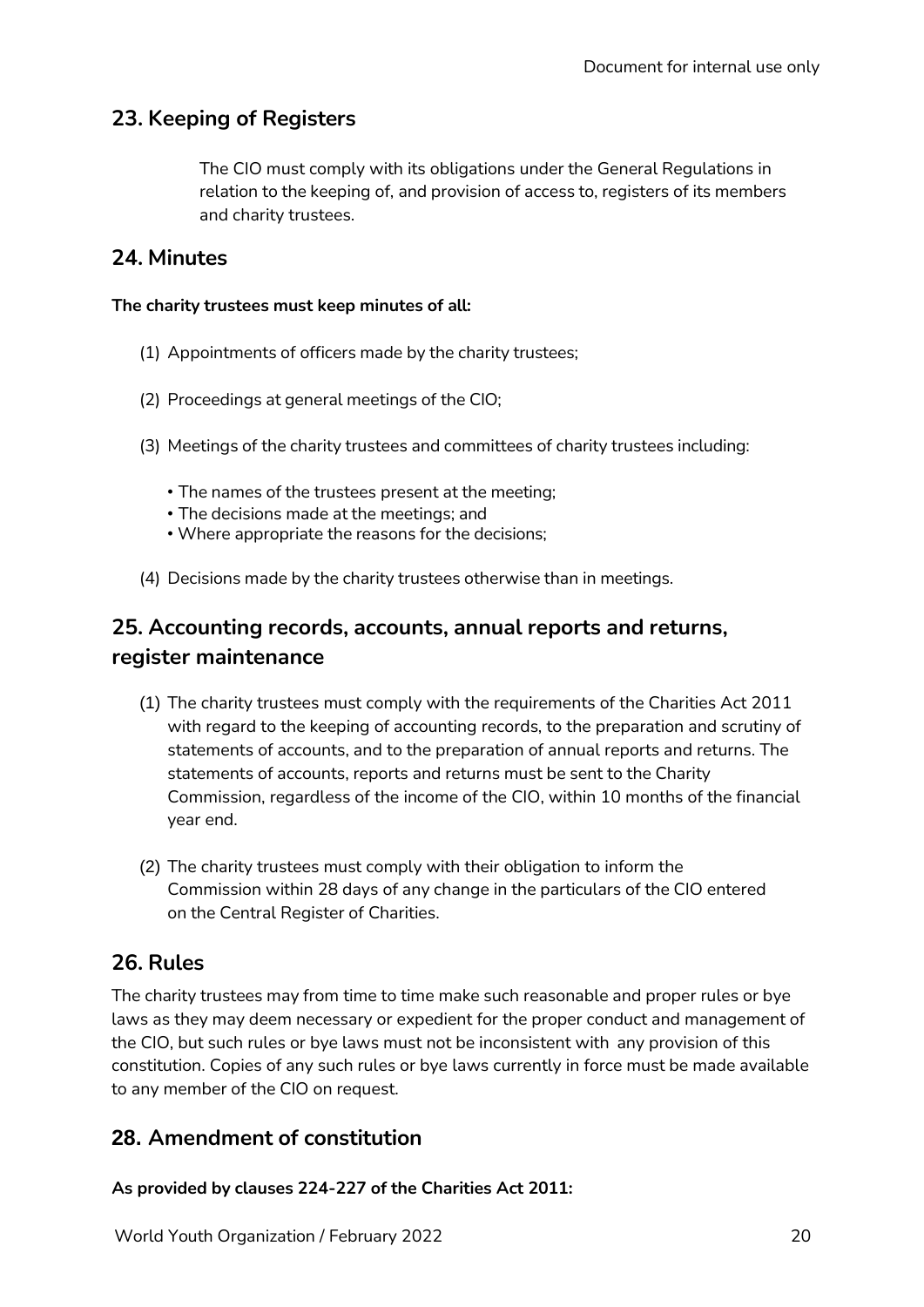## 23. Keeping of Registers

The CIO must comply with its obligations under the General Regulations in relation to the keeping of, and provision of access to, registers of its members and charity trustees.

## 24. Minutes

**The charity trustees must keep minutes of all:**

(1) Appointments of officers made by the charity trustees;

(2) Proceedings at general meetings of the CIO;

(3) Meetings of the charity trustees and committees of charity trustees including:

- The names of the trustees present at the meeting;
- The decisions made at the meetings; and
- Where appropriate the reasons for the decisions;

(4) Decisions made by the charity trustees otherwise than in meetings.

## 25. Accounting records, accounts, annual reports and returns, register maintenance

(1) The charity trustees must comply with the requirements of the Charities Act 2011 with regard to the keeping of accounting records, to the preparation and scrutiny of statements of accounts, and to the preparation of annual reports and returns. The statements of accounts, reports and returns must be sent to the Charity Commission, regardless of the income of the CIO, within 10 months of the financial year end.

(2) The charity trustees must comply with their obligation to inform the Commission within 28 days of any change in the particulars of the CIO entered on the Central Register of Charities.

## 26. Rules

The charity trustees may from time to time make such reasonable and proper rules or bye laws as they may deem necessary or expedient for the proper conduct and management of the CIO, but such rules or bye laws must not be inconsistent with any provision of this constitution. Copies of any such rules or bye laws currently in force must be made available to any member of the CIO on request.

## 28. Amendment of constitution

**As provided by clauses 224-227 of the Charities Act 2011:**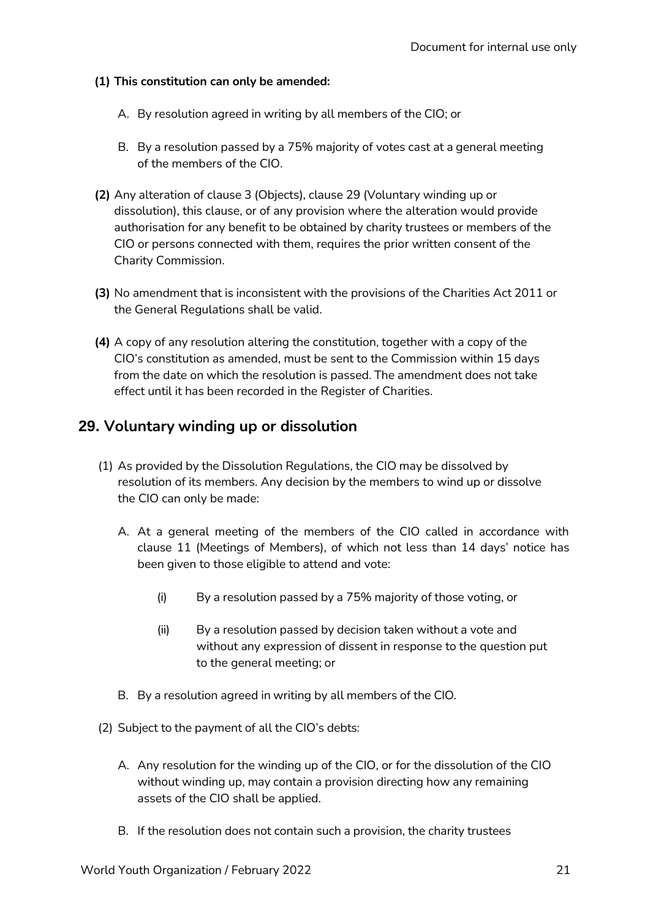**(1) This constitution can only be amended:**

A. By resolution agreed in writing by all members of the CIO; or

B. By a resolution passed by a 75% majority of votes cast at a general meeting of the members of the CIO.

**(2)** Any alteration of clause 3 (Objects), clause 29 (Voluntary winding up or dissolution), this clause, or of any provision where the alteration would provide authorisation for any benefit to be obtained by charity trustees or members of the CIO or persons connected with them, requires the prior written consent of the Charity Commission.

**(3)** No amendment that is inconsistent with the provisions of the Charities Act 2011 or the General Regulations shall be valid.

**(4)** A copy of any resolution altering the constitution, together with a copy of the CIO's constitution as amended, must be sent to the Commission within 15 days from the date on which the resolution is passed. The amendment does not take effect until it has been recorded in the Register of Charities.

## 29. Voluntary winding up or dissolution

(1) As provided by the Dissolution Regulations, the CIO may be dissolved by resolution of its members. Any decision by the members to wind up or dissolve the CIO can only be made:

A. At a general meeting of the members of the CIO called in accordance with clause 11 (Meetings of Members), of which not less than 14 days' notice has been given to those eligible to attend and vote:

(i) By a resolution passed by a 75% majority of those voting, or

(ii) By a resolution passed by decision taken without a vote and without any expression of dissent in response to the question put to the general meeting; or

B. By a resolution agreed in writing by all members of the CIO.

(2) Subject to the payment of all the CIO's debts:

A. Any resolution for the winding up of the CIO, or for the dissolution of the CIO without winding up, may contain a provision directing how any remaining assets of the CIO shall be applied.

B. If the resolution does not contain such a provision, the charity trustees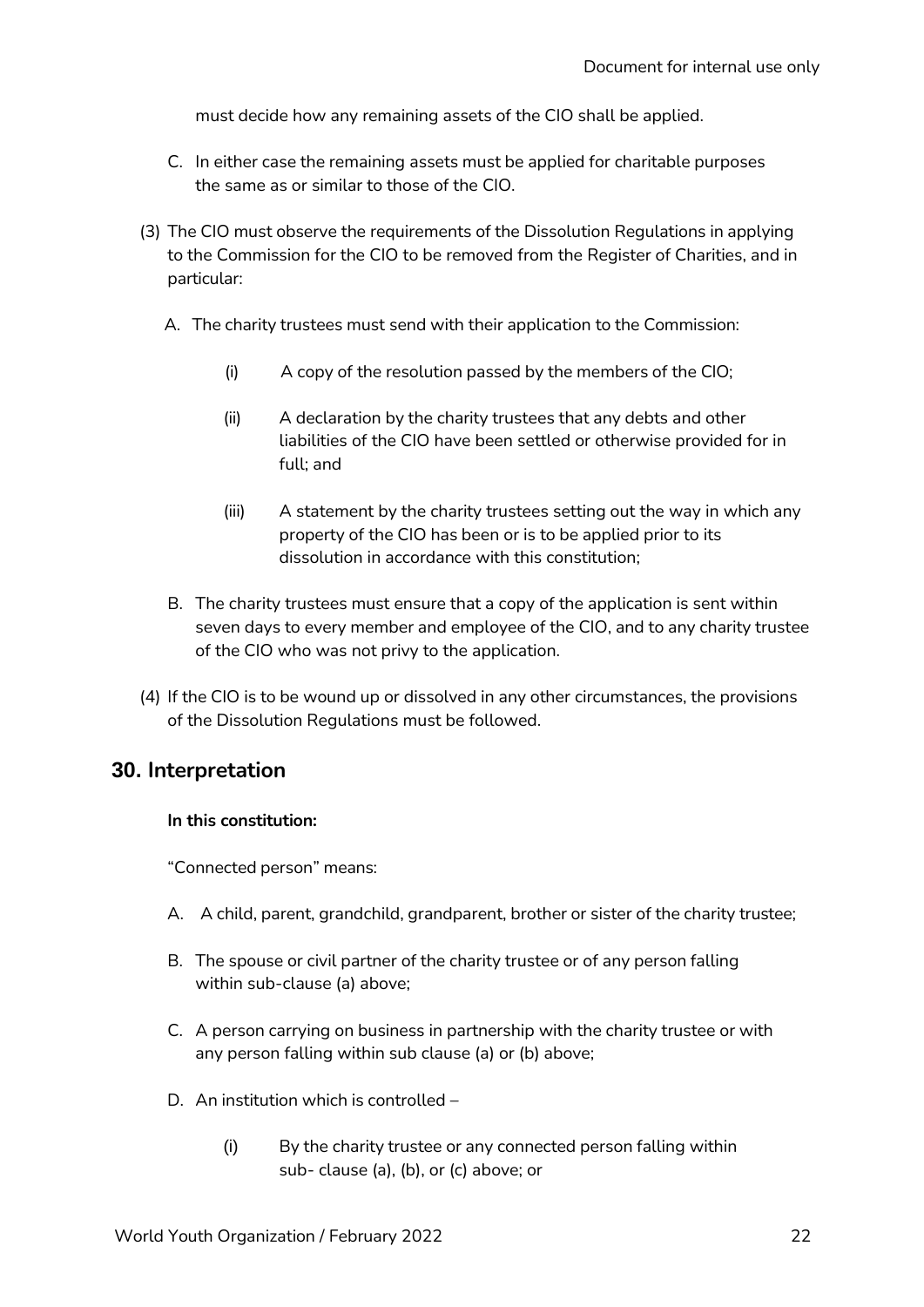must decide how any remaining assets of the CIO shall be applied.

C. In either case the remaining assets must be applied for charitable purposes the same as or similar to those of the CIO.

(3) The CIO must observe the requirements of the Dissolution Regulations in applying to the Commission for the CIO to be removed from the Register of Charities, and in particular:

A. The charity trustees must send with their application to the Commission:

(i) A copy of the resolution passed by the members of the CIO;

(ii) A declaration by the charity trustees that any debts and other liabilities of the CIO have been settled or otherwise provided for in full; and

(iii) A statement by the charity trustees setting out the way in which any property of the CIO has been or is to be applied prior to its dissolution in accordance with this constitution;

B. The charity trustees must ensure that a copy of the application is sent within seven days to every member and employee of the CIO, and to any charity trustee of the CIO who was not privy to the application.

(4) If the CIO is to be wound up or dissolved in any other circumstances, the provisions of the Dissolution Regulations must be followed.

## 30. Interpretation

**In this constitution:**

"Connected person" means:

A. A child, parent, grandchild, grandparent, brother or sister of the charity trustee;

B. The spouse or civil partner of the charity trustee or of any person falling within sub-clause (a) above;

C. A person carrying on business in partnership with the charity trustee or with any person falling within sub clause (a) or (b) above;

D. An institution which is controlled –

(i) By the charity trustee or any connected person falling within sub- clause (a), (b), or (c) above; or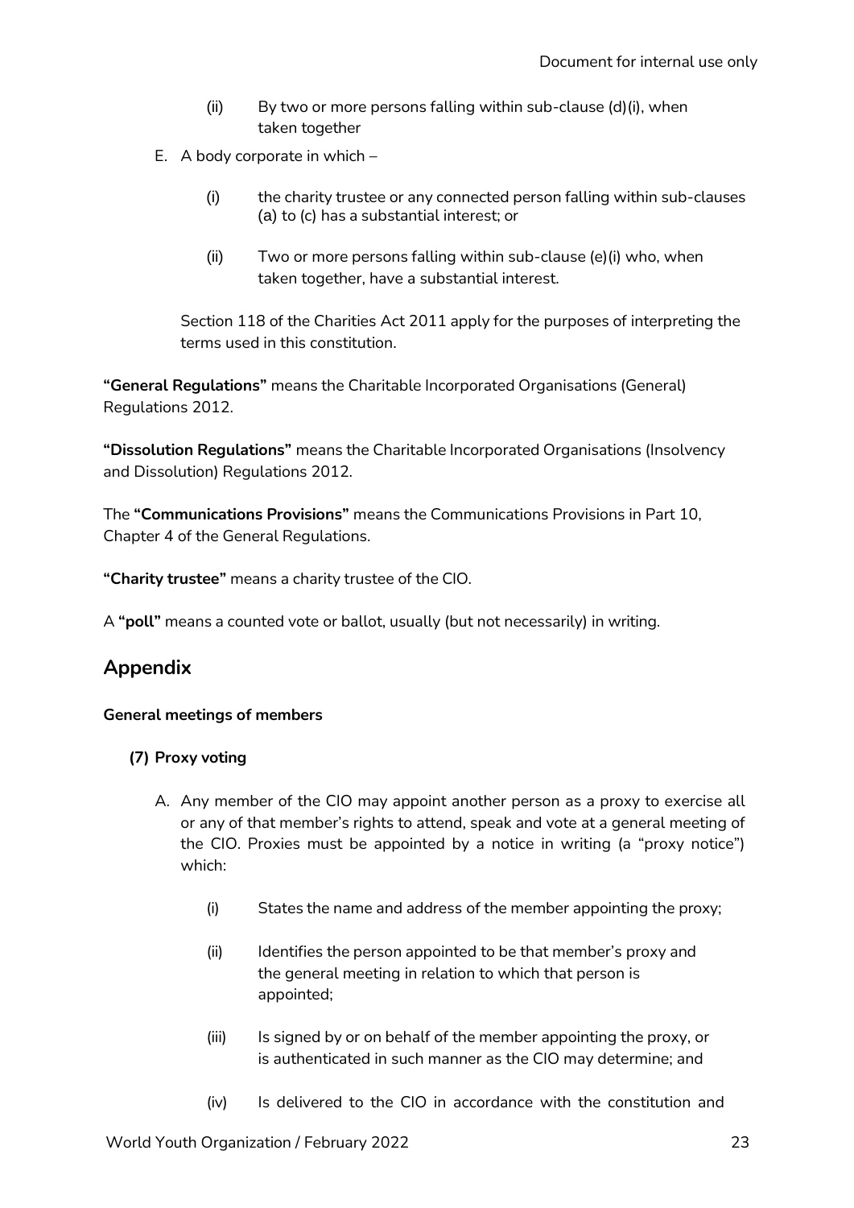(ii) By two or more persons falling within sub-clause (d)(i), when taken together

E. A body corporate in which –

   (i) the charity trustee or any connected person falling within sub-clauses (a) to (c) has a substantial interest; or

   (ii) Two or more persons falling within sub-clause (e)(i) who, when taken together, have a substantial interest.

   Section 118 of the Charities Act 2011 apply for the purposes of interpreting the terms used in this constitution.

**"General Regulations"** means the Charitable Incorporated Organisations (General) Regulations 2012.

**"Dissolution Regulations"** means the Charitable Incorporated Organisations (Insolvency and Dissolution) Regulations 2012.

The **"Communications Provisions"** means the Communications Provisions in Part 10, Chapter 4 of the General Regulations.

**"Charity trustee"** means a charity trustee of the CIO.

A **"poll"** means a counted vote or ballot, usually (but not necessarily) in writing.

## Appendix

**General meetings of members**

**(7) Proxy voting**

A. Any member of the CIO may appoint another person as a proxy to exercise all or any of that member's rights to attend, speak and vote at a general meeting of the CIO. Proxies must be appointed by a notice in writing (a "proxy notice") which:

   (i) States the name and address of the member appointing the proxy;

   (ii) Identifies the person appointed to be that member's proxy and the general meeting in relation to which that person is appointed;

   (iii) Is signed by or on behalf of the member appointing the proxy, or is authenticated in such manner as the CIO may determine; and

   (iv) Is delivered to the CIO in accordance with the constitution and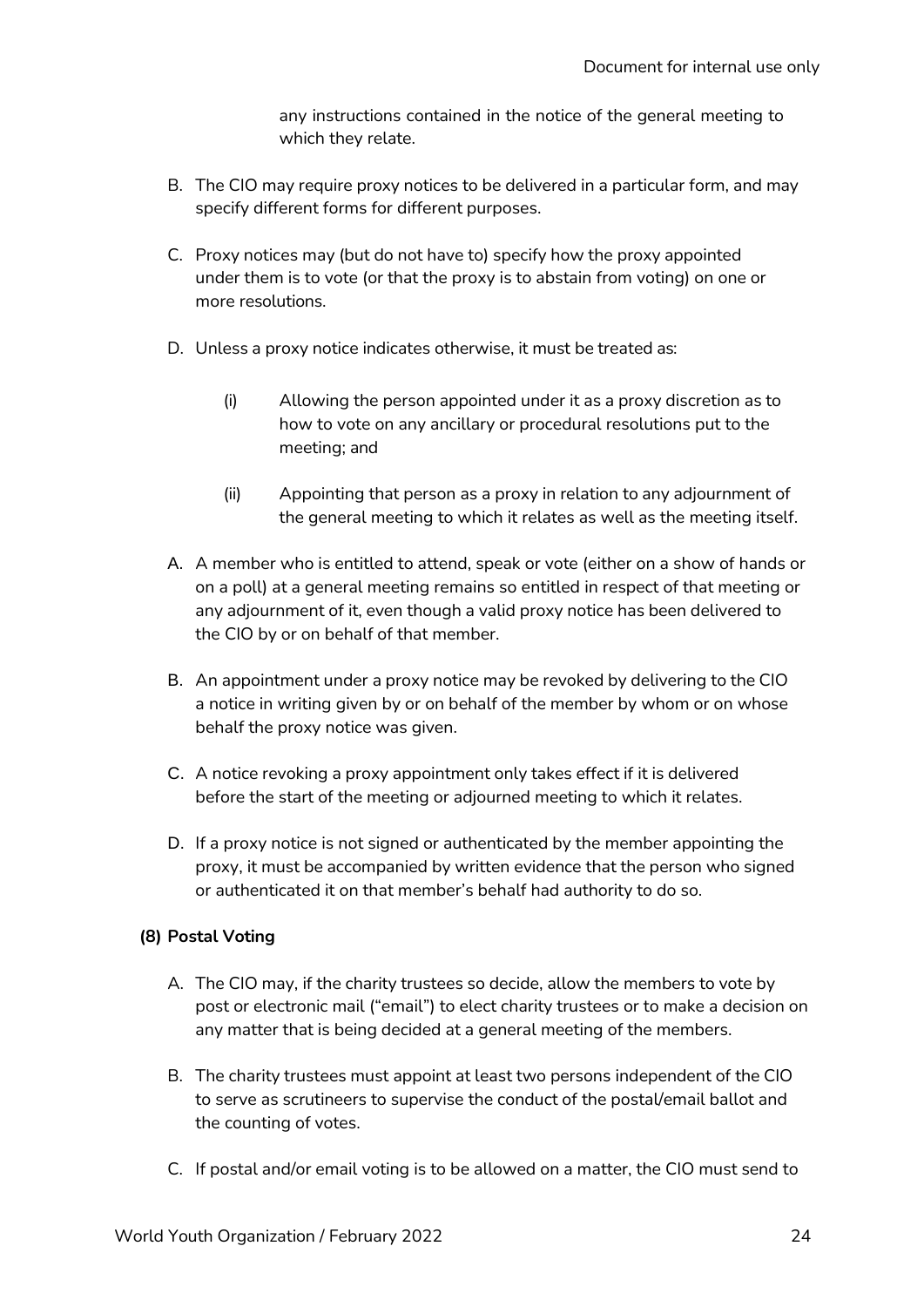any instructions contained in the notice of the general meeting to which they relate.

B. The CIO may require proxy notices to be delivered in a particular form, and may specify different forms for different purposes.

C. Proxy notices may (but do not have to) specify how the proxy appointed under them is to vote (or that the proxy is to abstain from voting) on one or more resolutions.

D. Unless a proxy notice indicates otherwise, it must be treated as:

    (i) Allowing the person appointed under it as a proxy discretion as to how to vote on any ancillary or procedural resolutions put to the meeting; and

    (ii) Appointing that person as a proxy in relation to any adjournment of the general meeting to which it relates as well as the meeting itself.

A. A member who is entitled to attend, speak or vote (either on a show of hands or on a poll) at a general meeting remains so entitled in respect of that meeting or any adjournment of it, even though a valid proxy notice has been delivered to the CIO by or on behalf of that member.

B. An appointment under a proxy notice may be revoked by delivering to the CIO a notice in writing given by or on behalf of the member by whom or on whose behalf the proxy notice was given.

C. A notice revoking a proxy appointment only takes effect if it is delivered before the start of the meeting or adjourned meeting to which it relates.

D. If a proxy notice is not signed or authenticated by the member appointing the proxy, it must be accompanied by written evidence that the person who signed or authenticated it on that member's behalf had authority to do so.

**(8) Postal Voting**

A. The CIO may, if the charity trustees so decide, allow the members to vote by post or electronic mail ("email") to elect charity trustees or to make a decision on any matter that is being decided at a general meeting of the members.

B. The charity trustees must appoint at least two persons independent of the CIO to serve as scrutineers to supervise the conduct of the postal/email ballot and the counting of votes.

C. If postal and/or email voting is to be allowed on a matter, the CIO must send to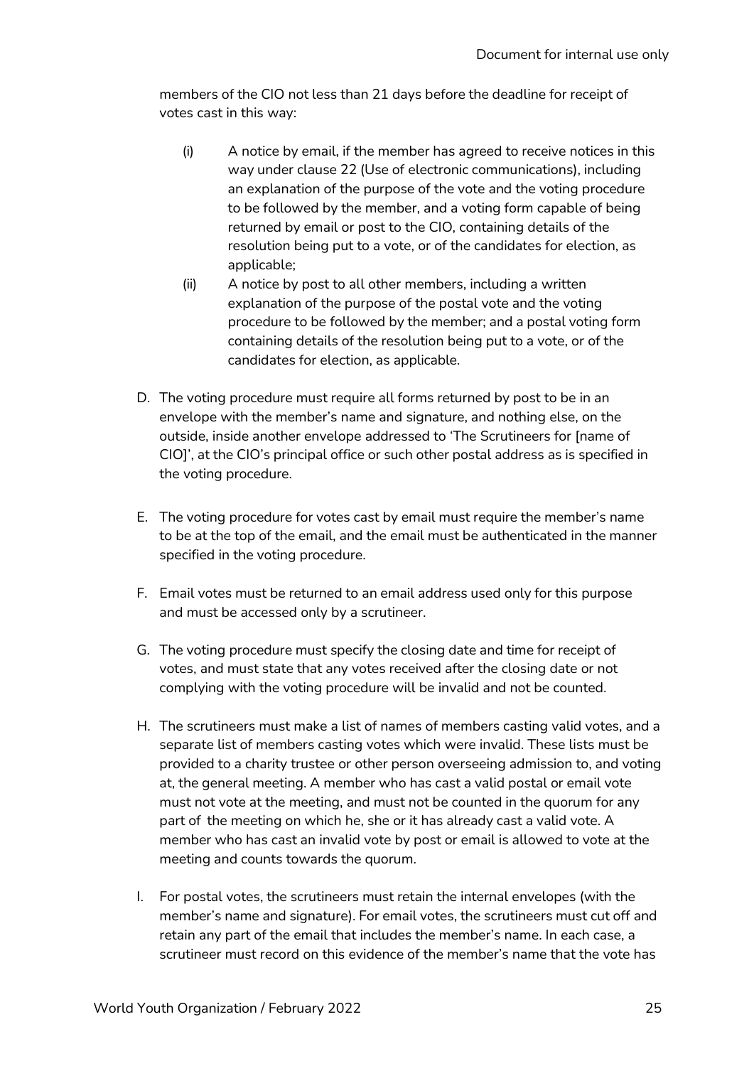members of the CIO not less than 21 days before the deadline for receipt of votes cast in this way:

(i) A notice by email, if the member has agreed to receive notices in this way under clause 22 (Use of electronic communications), including an explanation of the purpose of the vote and the voting procedure to be followed by the member, and a voting form capable of being returned by email or post to the CIO, containing details of the resolution being put to a vote, or of the candidates for election, as applicable;

(ii) A notice by post to all other members, including a written explanation of the purpose of the postal vote and the voting procedure to be followed by the member; and a postal voting form containing details of the resolution being put to a vote, or of the candidates for election, as applicable.

D. The voting procedure must require all forms returned by post to be in an envelope with the member's name and signature, and nothing else, on the outside, inside another envelope addressed to 'The Scrutineers for [name of CIO]', at the CIO's principal office or such other postal address as is specified in the voting procedure.

E. The voting procedure for votes cast by email must require the member's name to be at the top of the email, and the email must be authenticated in the manner specified in the voting procedure.

F. Email votes must be returned to an email address used only for this purpose and must be accessed only by a scrutineer.

G. The voting procedure must specify the closing date and time for receipt of votes, and must state that any votes received after the closing date or not complying with the voting procedure will be invalid and not be counted.

H. The scrutineers must make a list of names of members casting valid votes, and a separate list of members casting votes which were invalid. These lists must be provided to a charity trustee or other person overseeing admission to, and voting at, the general meeting. A member who has cast a valid postal or email vote must not vote at the meeting, and must not be counted in the quorum for any part of the meeting on which he, she or it has already cast a valid vote. A member who has cast an invalid vote by post or email is allowed to vote at the meeting and counts towards the quorum.

I. For postal votes, the scrutineers must retain the internal envelopes (with the member's name and signature). For email votes, the scrutineers must cut off and retain any part of the email that includes the member's name. In each case, a scrutineer must record on this evidence of the member's name that the vote has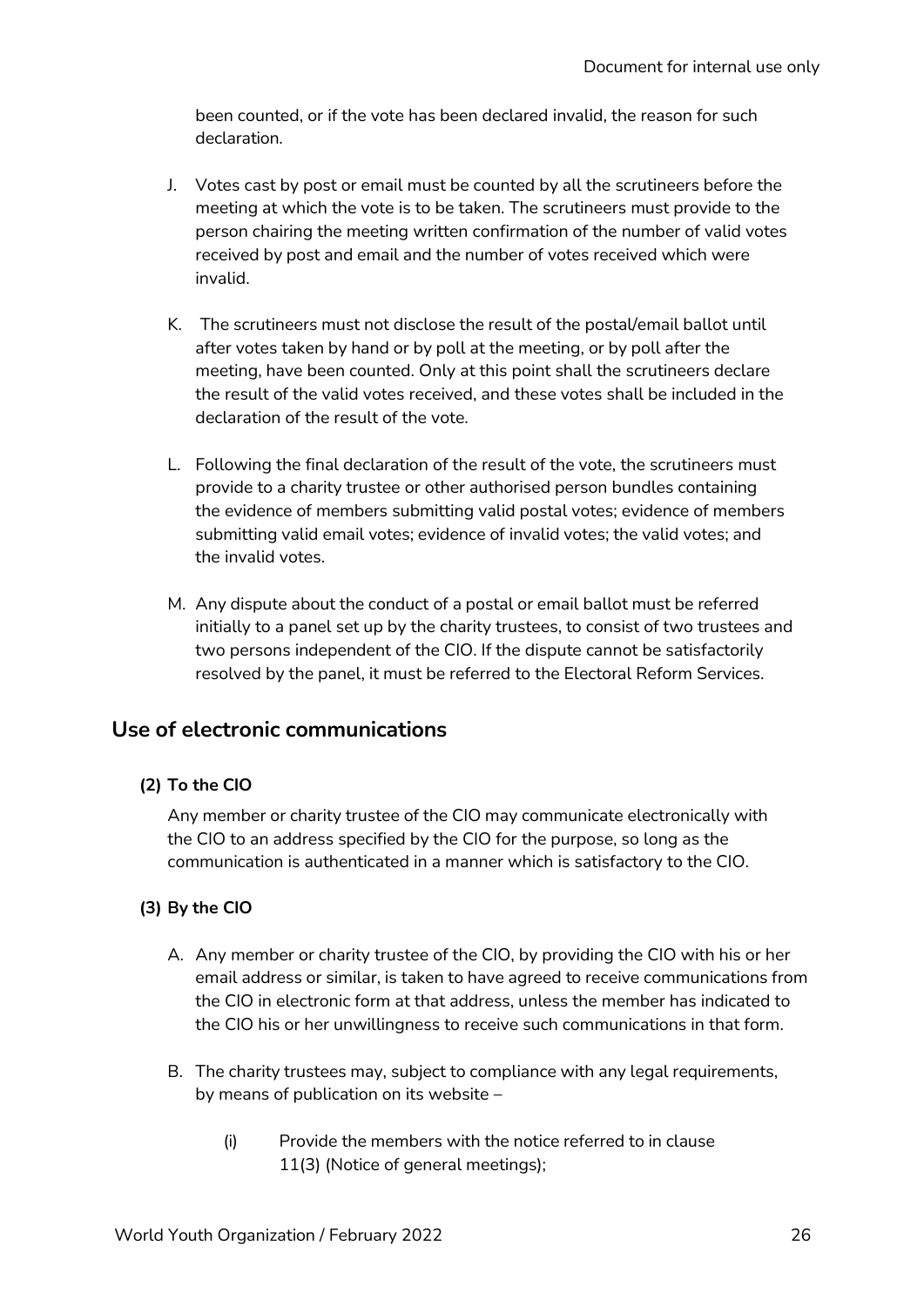been counted, or if the vote has been declared invalid, the reason for such declaration.

J. Votes cast by post or email must be counted by all the scrutineers before the meeting at which the vote is to be taken. The scrutineers must provide to the person chairing the meeting written confirmation of the number of valid votes received by post and email and the number of votes received which were invalid.

K. The scrutineers must not disclose the result of the postal/email ballot until after votes taken by hand or by poll at the meeting, or by poll after the meeting, have been counted. Only at this point shall the scrutineers declare the result of the valid votes received, and these votes shall be included in the declaration of the result of the vote.

L. Following the final declaration of the result of the vote, the scrutineers must provide to a charity trustee or other authorised person bundles containing the evidence of members submitting valid postal votes; evidence of members submitting valid email votes; evidence of invalid votes; the valid votes; and the invalid votes.

M. Any dispute about the conduct of a postal or email ballot must be referred initially to a panel set up by the charity trustees, to consist of two trustees and two persons independent of the CIO. If the dispute cannot be satisfactorily resolved by the panel, it must be referred to the Electoral Reform Services.

## Use of electronic communications

**(2) To the CIO**

Any member or charity trustee of the CIO may communicate electronically with the CIO to an address specified by the CIO for the purpose, so long as the communication is authenticated in a manner which is satisfactory to the CIO.

**(3) By the CIO**

A. Any member or charity trustee of the CIO, by providing the CIO with his or her email address or similar, is taken to have agreed to receive communications from the CIO in electronic form at that address, unless the member has indicated to the CIO his or her unwillingness to receive such communications in that form.

B. The charity trustees may, subject to compliance with any legal requirements, by means of publication on its website –

   (i) Provide the members with the notice referred to in clause 11(3) (Notice of general meetings);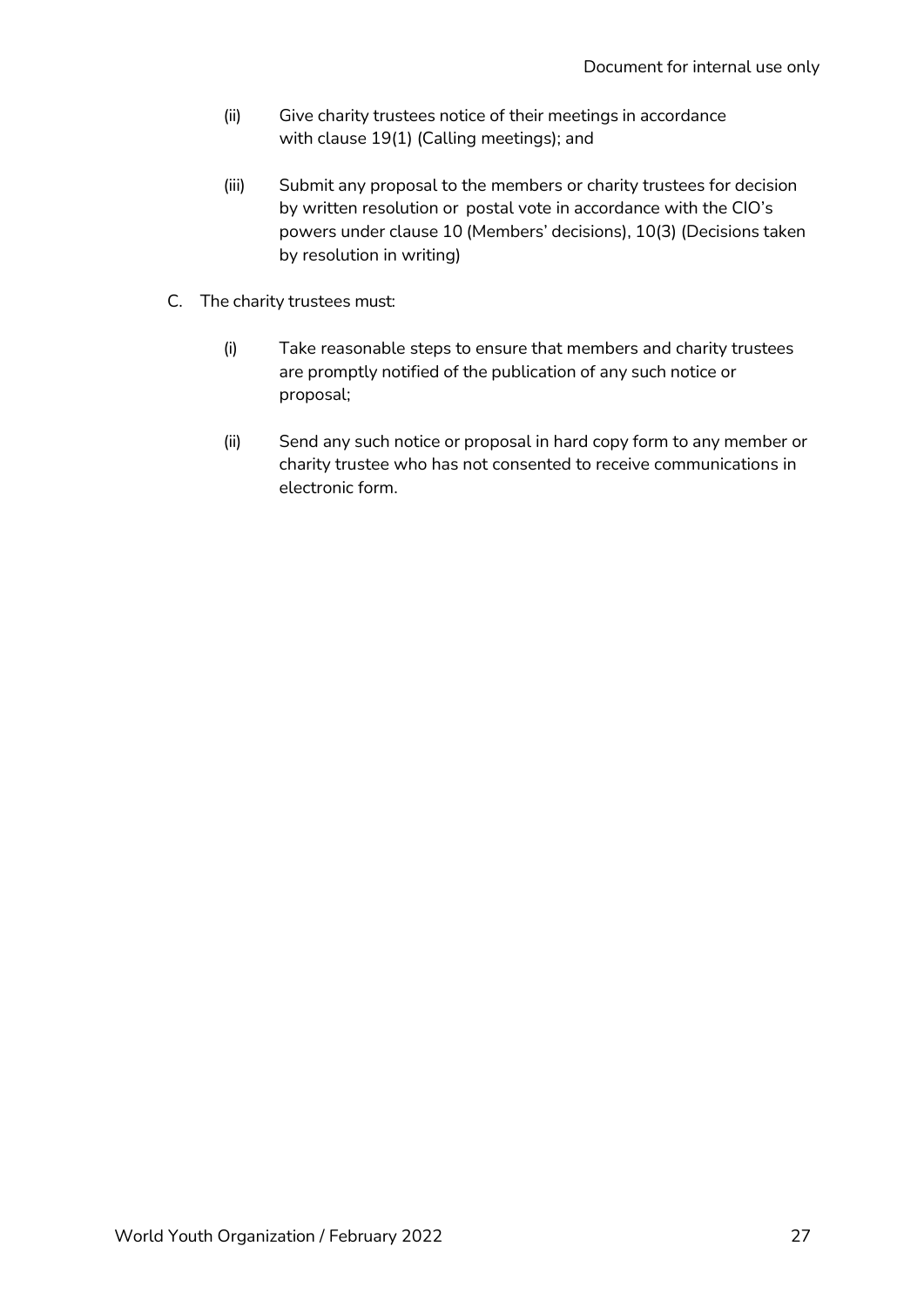(ii) Give charity trustees notice of their meetings in accordance with clause 19(1) (Calling meetings); and

(iii) Submit any proposal to the members or charity trustees for decision by written resolution or postal vote in accordance with the CIO's powers under clause 10 (Members' decisions), 10(3) (Decisions taken by resolution in writing)

C. The charity trustees must:

(i) Take reasonable steps to ensure that members and charity trustees are promptly notified of the publication of any such notice or proposal;

(ii) Send any such notice or proposal in hard copy form to any member or charity trustee who has not consented to receive communications in electronic form.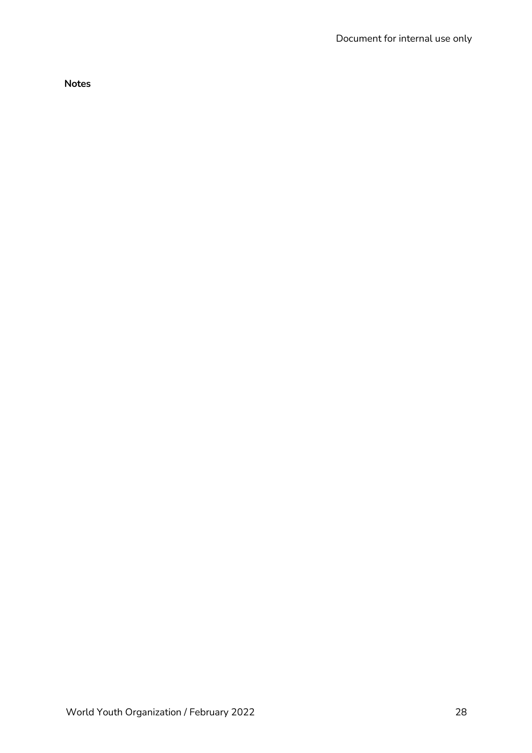**Notes**